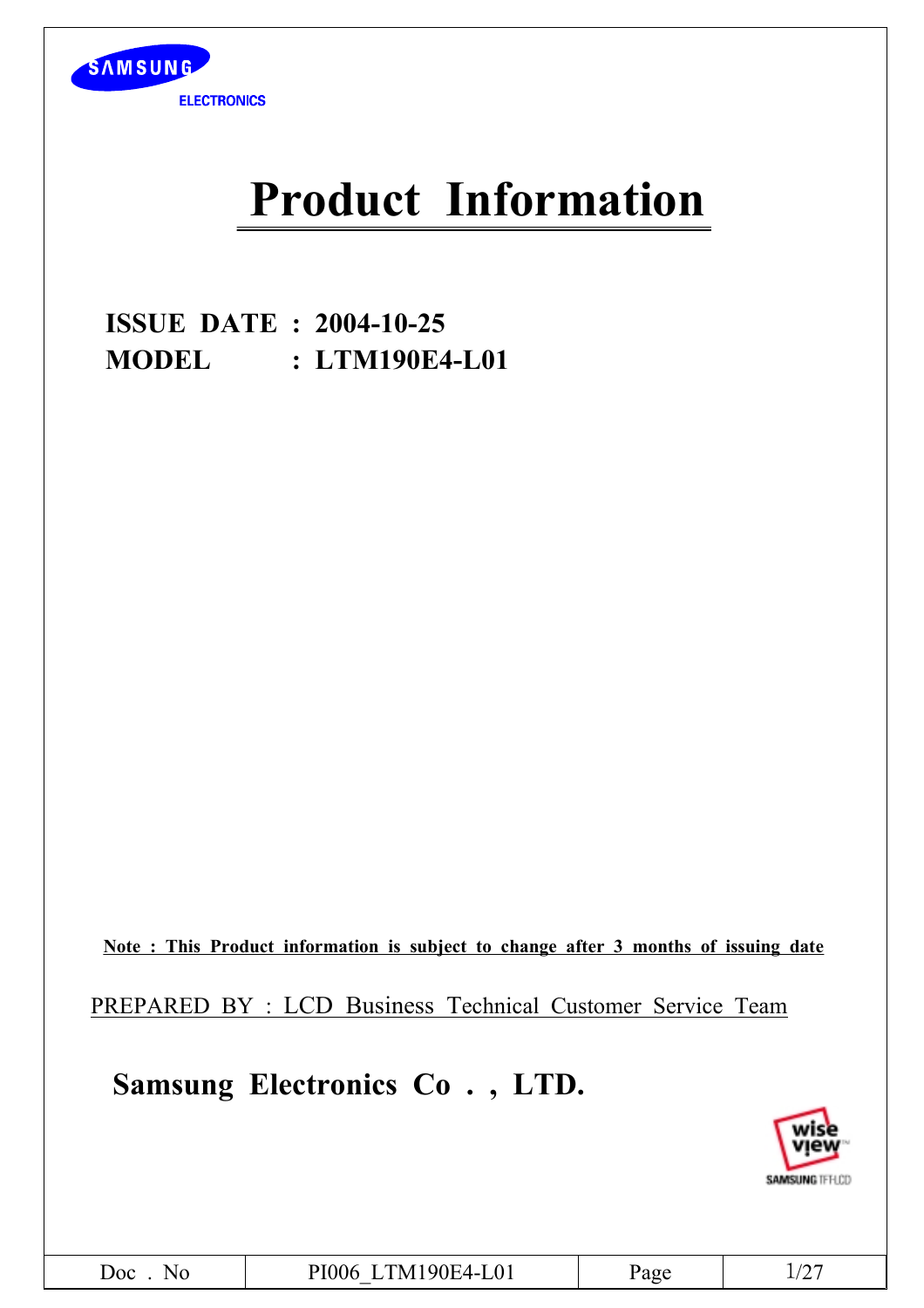SAMSUNG ELECTRONICS

# Product Information

**ISSUE DATE : 2004-10-25**
**MODEL : LTM190E4-L01**

**Note : This Product information is subject to change after 3 months of issuing date**

PREPARED BY : LCD Business Technical Customer Service Team

**Samsung Electronics Co ., LTD.**

| Doc . No | PI006_LTM190E4-L01 | Page | 1/27 |
|---|---|---|---|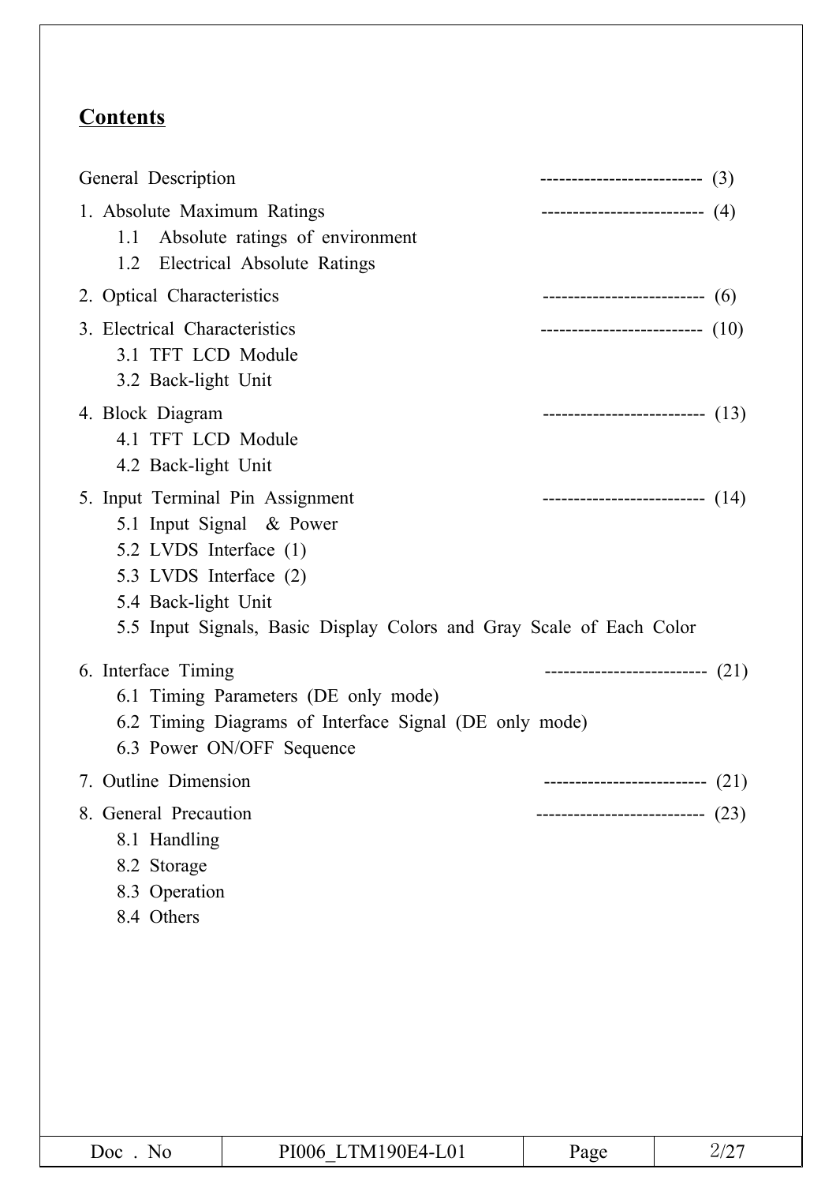## Contents

General Description -------------------------- (3)

1. Absolute Maximum Ratings -------------------------- (4)
   - 1.1 Absolute ratings of environment
   - 1.2 Electrical Absolute Ratings
2. Optical Characteristics -------------------------- (6)
3. Electrical Characteristics -------------------------- (10)
   - 3.1 TFT LCD Module
   - 3.2 Back-light Unit
4. Block Diagram -------------------------- (13)
   - 4.1 TFT LCD Module
   - 4.2 Back-light Unit
5. Input Terminal Pin Assignment -------------------------- (14)
   - 5.1 Input Signal & Power
   - 5.2 LVDS Interface (1)
   - 5.3 LVDS Interface (2)
   - 5.4 Back-light Unit
   - 5.5 Input Signals, Basic Display Colors and Gray Scale of Each Color
6. Interface Timing -------------------------- (21)
   - 6.1 Timing Parameters (DE only mode)
   - 6.2 Timing Diagrams of Interface Signal (DE only mode)
   - 6.3 Power ON/OFF Sequence
7. Outline Dimension -------------------------- (21)
8. General Precaution --------------------------- (23)
   - 8.1 Handling
   - 8.2 Storage
   - 8.3 Operation
   - 8.4 Others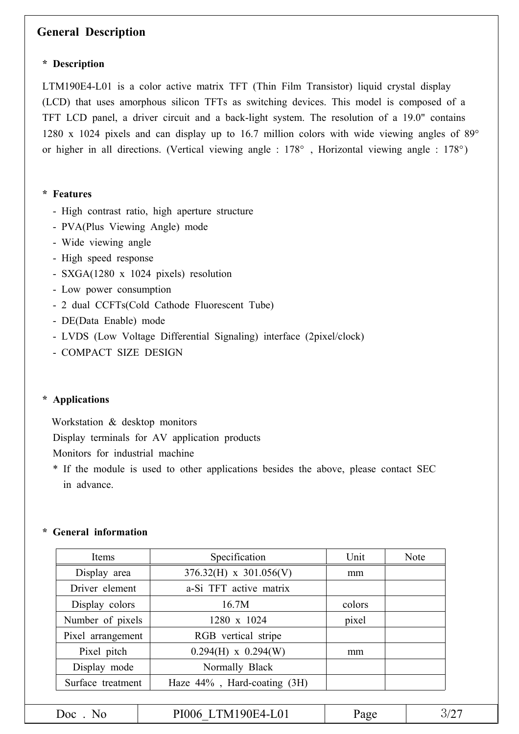# General Description

**\* Description**

LTM190E4-L01 is a color active matrix TFT (Thin Film Transistor) liquid crystal display (LCD) that uses amorphous silicon TFTs as switching devices. This model is composed of a TFT LCD panel, a driver circuit and a back-light system. The resolution of a 19.0" contains 1280 x 1024 pixels and can display up to 16.7 million colors with wide viewing angles of 89° or higher in all directions. (Vertical viewing angle : 178° , Horizontal viewing angle : 178°)

**\* Features**

- High contrast ratio, high aperture structure
- PVA(Plus Viewing Angle) mode
- Wide viewing angle
- High speed response
- SXGA(1280 x 1024 pixels) resolution
- Low power consumption
- 2 dual CCFTs(Cold Cathode Fluorescent Tube)
- DE(Data Enable) mode
- LVDS (Low Voltage Differential Signaling) interface (2pixel/clock)
- COMPACT SIZE DESIGN

**\* Applications**

Workstation & desktop monitors
Display terminals for AV application products
Monitors for industrial machine
\* If the module is used to other applications besides the above, please contact SEC in advance.

**\* General information**

| Items | Specification | Unit | Note |
|---|---|---|---|
| Display area | 376.32(H) x 301.056(V) | mm | |
| Driver element | a-Si TFT active matrix | | |
| Display colors | 16.7M | colors | |
| Number of pixels | 1280 x 1024 | pixel | |
| Pixel arrangement | RGB vertical stripe | | |
| Pixel pitch | 0.294(H) x 0.294(W) | mm | |
| Display mode | Normally Black | | |
| Surface treatment | Haze 44% , Hard-coating (3H) | | |

| Doc . No | PI006_LTM190E4-L01 | Page | 3/27 |
|---|---|---|---|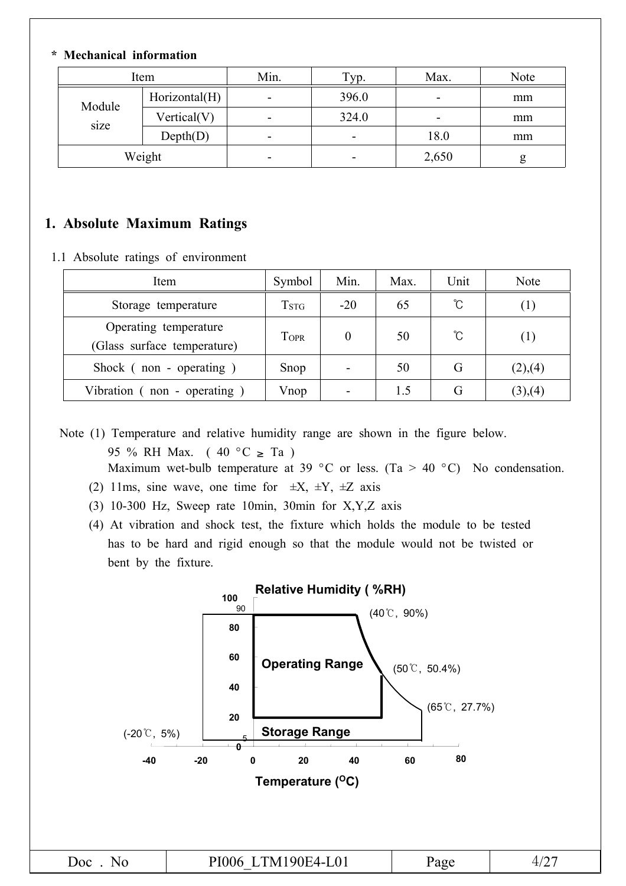**\* Mechanical information**

| Item | | Min. | Typ. | Max. | Note |
|---|---|---|---|---|---|
| Module size | Horizontal(H) | - | 396.0 | - | mm |
| | Vertical(V) | - | 324.0 | - | mm |
| | Depth(D) | - | - | 18.0 | mm |
| Weight | | - | - | 2,650 | g |

## 1. Absolute Maximum Ratings

1.1 Absolute ratings of environment

| Item | Symbol | Min. | Max. | Unit | Note |
|---|---|---|---|---|---|
| Storage temperature | $T_{STG}$ | -20 | 65 | ℃ | (1) |
| Operating temperature (Glass surface temperature) | $T_{OPR}$ | 0 | 50 | ℃ | (1) |
| Shock ( non - operating ) | Snop | - | 50 | G | (2),(4) |
| Vibration ( non - operating ) | Vnop | - | 1.5 | G | (3),(4) |

Note (1) Temperature and relative humidity range are shown in the figure below.
95 % RH Max. ( 40 °C ≥ Ta )
Maximum wet-bulb temperature at 39 °C or less. (Ta > 40 °C) No condensation.
(2) 11ms, sine wave, one time for ±X, ±Y, ±Z axis
(3) 10-300 Hz, Sweep rate 10min, 30min for X,Y,Z axis
(4) At vibration and shock test, the fixture which holds the module to be tested has to be hard and rigid enough so that the module would not be twisted or bent by the fixture.

Relative Humidity ( %RH)
100
90
80
60
40
20
5
0
(40℃, 90%)
(50℃, 50.4%)
(65℃, 27.7%)
(-20℃, 5%)
Operating Range
Storage Range
-40 -20 0 20 40 60 80
Temperature (°C)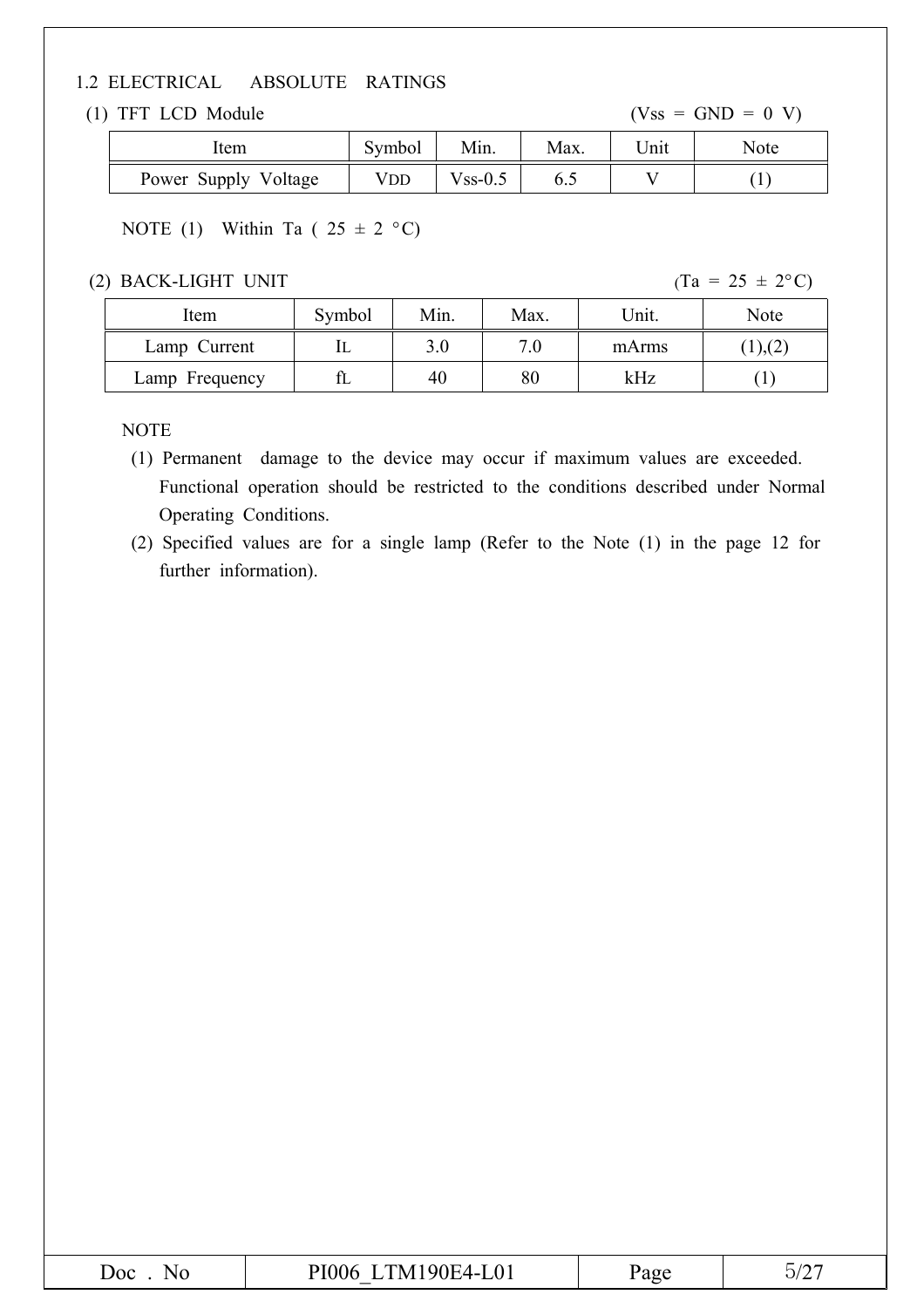### 1.2 ELECTRICAL ABSOLUTE RATINGS

(1) TFT LCD Module (Vss = GND = 0 V)

| Item | Symbol | Min. | Max. | Unit | Note |
|---|---|---|---|---|---|
| Power Supply Voltage | $V_{DD}$ | Vss-0.5 | 6.5 | V | (1) |

NOTE (1) Within Ta ( 25 ± 2 °C)

(2) BACK-LIGHT UNIT (Ta = 25 ± 2°C)

| Item | Symbol | Min. | Max. | Unit. | Note |
|---|---|---|---|---|---|
| Lamp Current | $I_L$ | 3.0 | 7.0 | mArms | (1),(2) |
| Lamp Frequency | $f_L$ | 40 | 80 | kHz | (1) |

NOTE

(1) Permanent damage to the device may occur if maximum values are exceeded. Functional operation should be restricted to the conditions described under Normal Operating Conditions.

(2) Specified values are for a single lamp (Refer to the Note (1) in the page 12 for further information).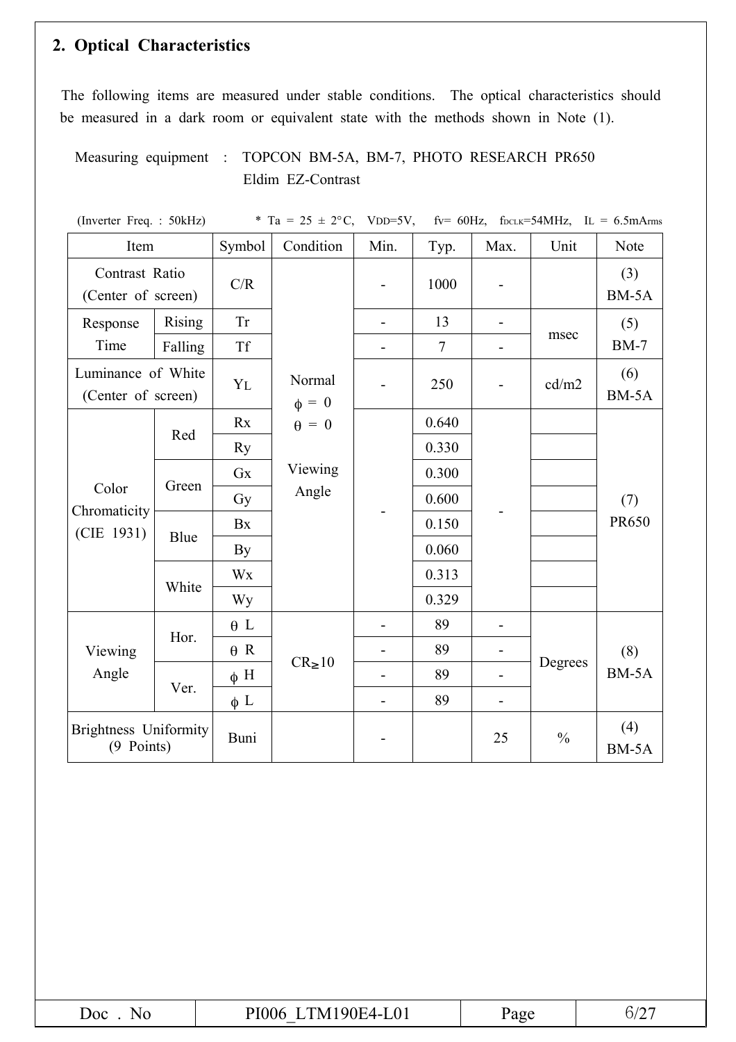## 2. Optical Characteristics

The following items are measured under stable conditions. The optical characteristics should be measured in a dark room or equivalent state with the methods shown in Note (1).

Measuring equipment : TOPCON BM-5A, BM-7, PHOTO RESEARCH PR650
Eldim EZ-Contrast

(Inverter Freq. : 50kHz) * Ta = 25 ± 2°C, $V_{DD}$=5V, fv= 60Hz, $f_{DCLK}$=54MHz, $I_L$ = 6.5mArms

| Item | | Symbol | Condition | Min. | Typ. | Max. | Unit | Note |
|---|---|---|---|---|---|---|---|---|
| Contrast Ratio (Center of screen) | | C/R | Normal $\phi$ = 0 $\theta$ = 0 Viewing Angle | - | 1000 | - | | (3) BM-5A |
| Response Time | Rising | Tr | | - | 13 | - | msec | (5) BM-7 |
| | Falling | Tf | | - | 7 | - | | |
| Luminance of White (Center of screen) | | $Y_L$ | | - | 250 | - | cd/m2 | (6) BM-5A |
| Color Chromaticity (CIE 1931) | Red | Rx | | - | 0.640 | - | | (7) PR650 |
| | | Ry | | | 0.330 | | | |
| | Green | Gx | | | 0.300 | | | |
| | | Gy | | | 0.600 | | | |
| | Blue | Bx | | | 0.150 | | | |
| | | By | | | 0.060 | | | |
| | White | Wx | | | 0.313 | | | |
| | | Wy | | | 0.329 | | | |
| Viewing Angle | Hor. | $\theta$ L | CR≥10 | - | 89 | - | Degrees | (8) BM-5A |
| | | $\theta$ R | | - | 89 | - | | |
| | Ver. | $\phi$ H | | - | 89 | - | | |
| | | $\phi$ L | | - | 89 | - | | |
| Brightness Uniformity (9 Points) | | Buni | | - | | 25 | % | (4) BM-5A |

| Doc . No | PI006_LTM190E4-L01 | Page | 6/27 |
|---|---|---|---|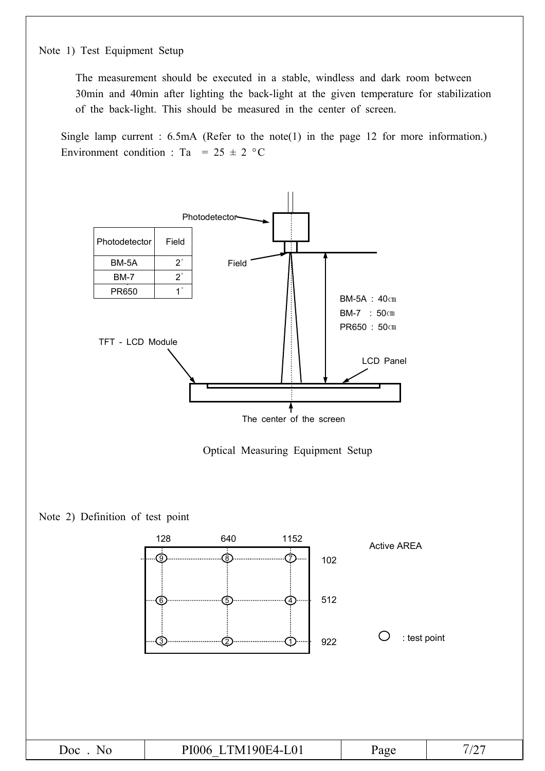Note 1) Test Equipment Setup

The measurement should be executed in a stable, windless and dark room between 30min and 40min after lighting the back-light at the given temperature for stabilization of the back-light. This should be measured in the center of screen.

Single lamp current : 6.5mA (Refer to the note(1) in the page 12 for more information.)
Environment condition : Ta = 25 ± 2 °C

| Photodetector | Field |
|---|---|
| BM-5A | 2˚ |
| BM-7 | 2˚ |
| PR650 | 1˚ |

Photodetector

Field

BM-5A : 40㎝
BM-7 : 50㎝
PR650 : 50㎝

TFT - LCD Module

LCD Panel

The center of the screen

Optical Measuring Equipment Setup

Note 2) Definition of test point

128 640 1152

102
512
922

9 8 7
6 5 4
3 2 1

Active AREA

○ : test point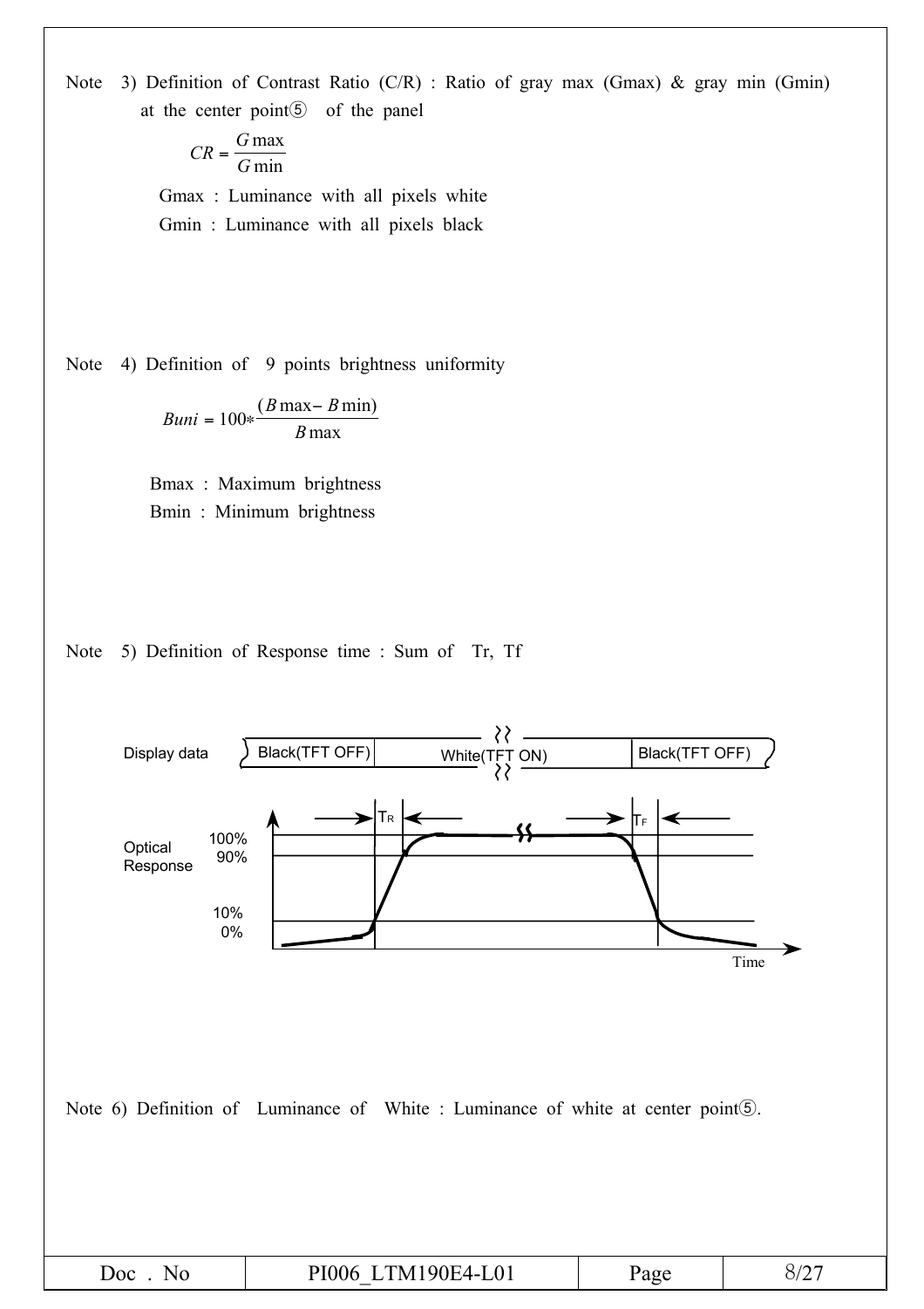Note 3) Definition of Contrast Ratio (C/R) : Ratio of gray max (Gmax) & gray min (Gmin) at the center point⑤ of the panel

$$CR = \frac{G\max}{G\min}$$

Gmax : Luminance with all pixels white

Gmin : Luminance with all pixels black

Note 4) Definition of 9 points brightness uniformity

$$Buni = 100 * \frac{(B\max - B\min)}{B\max}$$

Bmax : Maximum brightness

Bmin : Minimum brightness

Note 5) Definition of Response time : Sum of Tr, Tf

Display data

Black(TFT OFF)

White(TFT ON)

Black(TFT OFF)

Optical Response

100%

90%

10%

0%

TR

TF

Time

Note 6) Definition of Luminance of White : Luminance of white at center point⑤.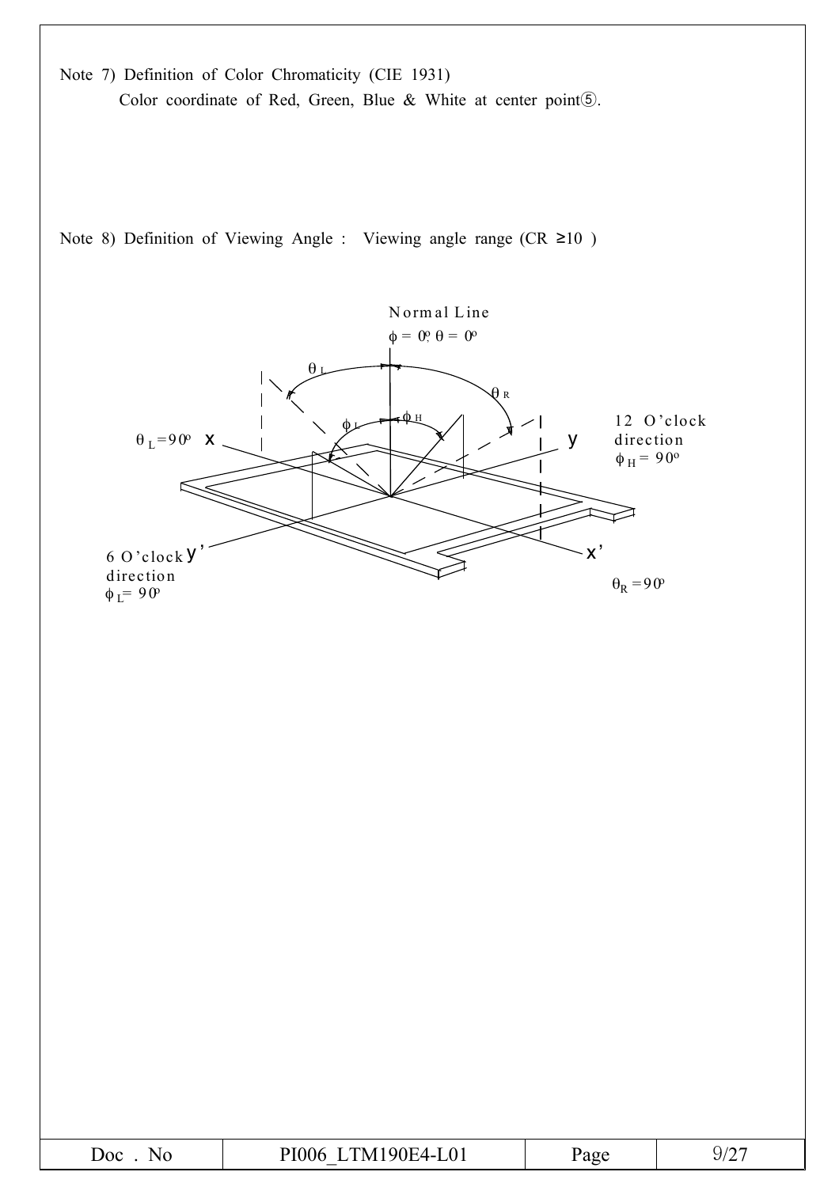Note 7) Definition of Color Chromaticity (CIE 1931)

Color coordinate of Red, Green, Blue & White at center point⑤.

Note 8) Definition of Viewing Angle : Viewing angle range (CR ≥10 )

Normal Line

$\phi = 0^o, \theta = 0^o$

$\theta_L$

$\theta_R$

$\phi_L$

$\phi_H$

$\theta_L = 90^o$ x

y

12 O'clock direction $\phi_H = 90^o$

6 O'clock direction $\phi_L = 90^o$ y'

x'

$\theta_R = 90^o$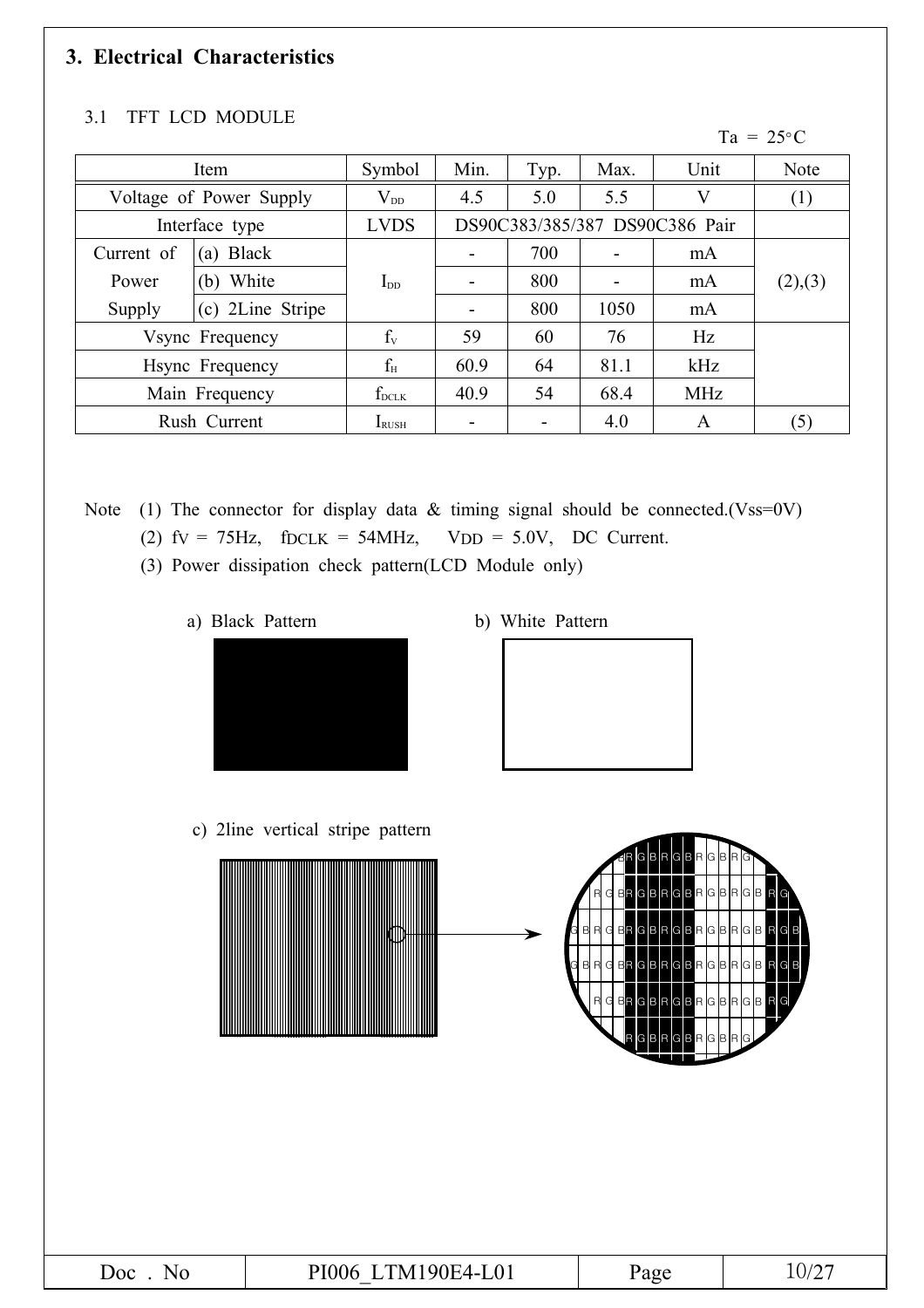## 3. Electrical Characteristics

### 3.1 TFT LCD MODULE

Ta = 25°C

| Item | | Symbol | Min. | Typ. | Max. | Unit | Note |
|---|---|---|---|---|---|---|---|
| Voltage of Power Supply | | $V_{DD}$ | 4.5 | 5.0 | 5.5 | V | (1) |
| Interface type | | LVDS | DS90C383/385/387 DS90C386 Pair | | | | |
| Current of Power Supply | (a) Black | $I_{DD}$ | - | 700 | - | mA | (2),(3) |
| | (b) White | | - | 800 | - | mA | |
| | (c) 2Line Stripe | | - | 800 | 1050 | mA | |
| Vsync Frequency | | $f_V$ | 59 | 60 | 76 | Hz | |
| Hsync Frequency | | $f_H$ | 60.9 | 64 | 81.1 | kHz | |
| Main Frequency | | $f_{DCLK}$ | 40.9 | 54 | 68.4 | MHz | |
| Rush Current | | $I_{RUSH}$ | - | - | 4.0 | A | (5) |

Note (1) The connector for display data & timing signal should be connected.(Vss=0V)

(2) $f_V$ = 75Hz, $f_{DCLK}$ = 54MHz, $V_{DD}$ = 5.0V, DC Current.

(3) Power dissipation check pattern(LCD Module only)

a) Black Pattern

b) White Pattern

c) 2line vertical stripe pattern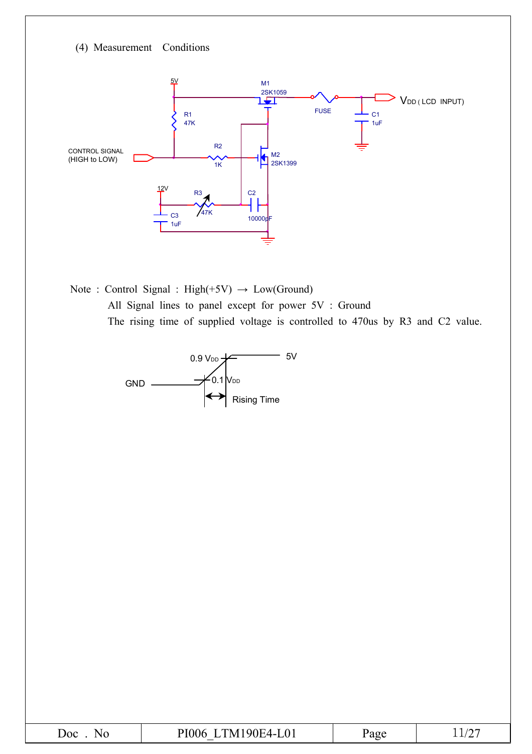(4) Measurement Conditions

5V

M1
2SK1059

FUSE

$V_{DD}$ ( LCD INPUT)

R1
47K

C1
1uF

CONTROL SIGNAL
(HIGH to LOW)

R2
1K

M2
2SK1399

12V

R3
47K

C2
10000pF

C3
1uF

Note : Control Signal : High(+5V) → Low(Ground)

All Signal lines to panel except for power 5V : Ground

The rising time of supplied voltage is controlled to 470us by R3 and C2 value.

0.9 $V_{DD}$

5V

GND

0.1 $V_{DD}$

Rising Time

| Doc . No | PI006_LTM190E4-L01 | Page | 11/27 |
|---|---|---|---|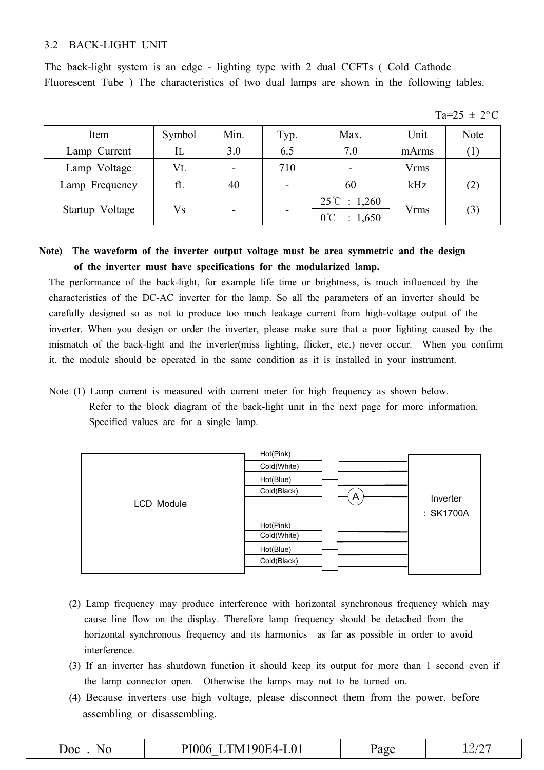### 3.2 BACK-LIGHT UNIT

The back-light system is an edge - lighting type with 2 dual CCFTs ( Cold Cathode Fluorescent Tube ) The characteristics of two dual lamps are shown in the following tables.

Ta=25 ± 2°C

| Item | Symbol | Min. | Typ. | Max. | Unit | Note |
|---|---|---|---|---|---|---|
| Lamp Current | IL | 3.0 | 6.5 | 7.0 | mArms | (1) |
| Lamp Voltage | VL | - | 710 | - | Vrms | |
| Lamp Frequency | fL | 40 | - | 60 | kHz | (2) |
| Startup Voltage | Vs | - | - | 25℃ : 1,260<br>0℃ : 1,650 | Vrms | (3) |

**Note) The waveform of the inverter output voltage must be area symmetric and the design of the inverter must have specifications for the modularized lamp.**

The performance of the back-light, for example life time or brightness, is much influenced by the characteristics of the DC-AC inverter for the lamp. So all the parameters of an inverter should be carefully designed so as not to produce too much leakage current from high-voltage output of the inverter. When you design or order the inverter, please make sure that a poor lighting caused by the mismatch of the back-light and the inverter(miss lighting, flicker, etc.) never occur. When you confirm it, the module should be operated in the same condition as it is installed in your instrument.

Note (1) Lamp current is measured with current meter for high frequency as shown below. Refer to the block diagram of the back-light unit in the next page for more information. Specified values are for a single lamp.

LCD Module

Hot(Pink)
Cold(White)
Hot(Blue)
Cold(Black)
Hot(Pink)
Cold(White)
Hot(Blue)
Cold(Black)

A

Inverter
: SK1700A

(2) Lamp frequency may produce interference with horizontal synchronous frequency which may cause line flow on the display. Therefore lamp frequency should be detached from the horizontal synchronous frequency and its harmonics as far as possible in order to avoid interference.

(3) If an inverter has shutdown function it should keep its output for more than 1 second even if the lamp connector open. Otherwise the lamps may not to be turned on.

(4) Because inverters use high voltage, please disconnect them from the power, before assembling or disassembling.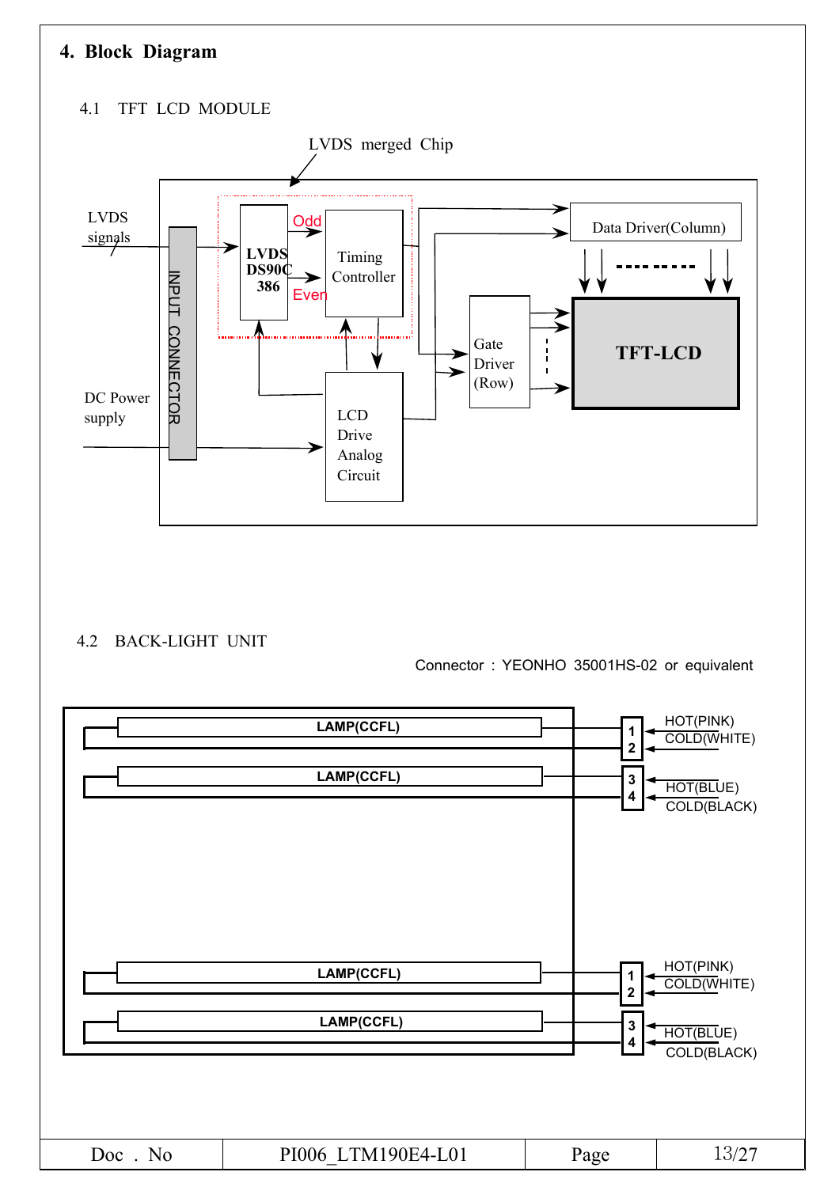# 4. Block Diagram

## 4.1 TFT LCD MODULE

LVDS merged Chip

LVDS signals

INPUT CONNECTOR

LVDS DS90C 386

Odd

Even

Timing Controller

Data Driver(Column)

Gate Driver (Row)

TFT-LCD

LCD Drive Analog Circuit

DC Power supply

## 4.2 BACK-LIGHT UNIT

Connector : YEONHO 35001HS-02 or equivalent

LAMP(CCFL)

LAMP(CCFL)

LAMP(CCFL)

LAMP(CCFL)

1
2
HOT(PINK)
COLD(WHITE)

3
4
HOT(BLUE)
COLD(BLACK)

1
2
HOT(PINK)
COLD(WHITE)

3
4
HOT(BLUE)
COLD(BLACK)

| Doc . No | PI006_LTM190E4-L01 | Page | 13/27 |
| --- | --- | --- | --- |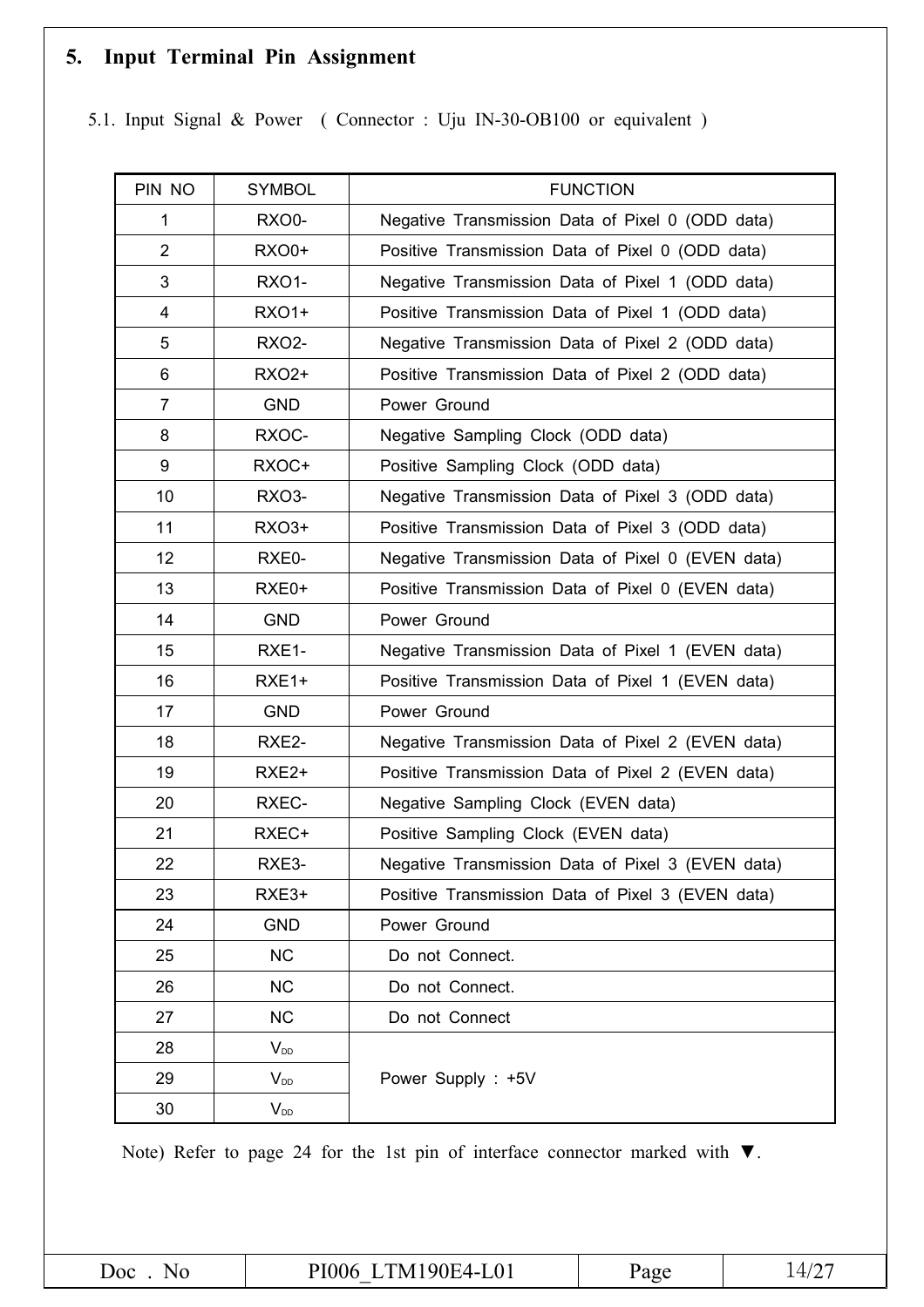# 5. Input Terminal Pin Assignment

5.1. Input Signal & Power ( Connector : Uju IN-30-OB100 or equivalent )

| PIN NO | SYMBOL | FUNCTION |
|---|---|---|
| 1 | RXO0- | Negative Transmission Data of Pixel 0 (ODD data) |
| 2 | RXO0+ | Positive Transmission Data of Pixel 0 (ODD data) |
| 3 | RXO1- | Negative Transmission Data of Pixel 1 (ODD data) |
| 4 | RXO1+ | Positive Transmission Data of Pixel 1 (ODD data) |
| 5 | RXO2- | Negative Transmission Data of Pixel 2 (ODD data) |
| 6 | RXO2+ | Positive Transmission Data of Pixel 2 (ODD data) |
| 7 | GND | Power Ground |
| 8 | RXOC- | Negative Sampling Clock (ODD data) |
| 9 | RXOC+ | Positive Sampling Clock (ODD data) |
| 10 | RXO3- | Negative Transmission Data of Pixel 3 (ODD data) |
| 11 | RXO3+ | Positive Transmission Data of Pixel 3 (ODD data) |
| 12 | RXE0- | Negative Transmission Data of Pixel 0 (EVEN data) |
| 13 | RXE0+ | Positive Transmission Data of Pixel 0 (EVEN data) |
| 14 | GND | Power Ground |
| 15 | RXE1- | Negative Transmission Data of Pixel 1 (EVEN data) |
| 16 | RXE1+ | Positive Transmission Data of Pixel 1 (EVEN data) |
| 17 | GND | Power Ground |
| 18 | RXE2- | Negative Transmission Data of Pixel 2 (EVEN data) |
| 19 | RXE2+ | Positive Transmission Data of Pixel 2 (EVEN data) |
| 20 | RXEC- | Negative Sampling Clock (EVEN data) |
| 21 | RXEC+ | Positive Sampling Clock (EVEN data) |
| 22 | RXE3- | Negative Transmission Data of Pixel 3 (EVEN data) |
| 23 | RXE3+ | Positive Transmission Data of Pixel 3 (EVEN data) |
| 24 | GND | Power Ground |
| 25 | NC | Do not Connect. |
| 26 | NC | Do not Connect. |
| 27 | NC | Do not Connect |
| 28 | $V_{DD}$ | Power Supply : +5V |
| 29 | $V_{DD}$ | |
| 30 | $V_{DD}$ | |

Note) Refer to page 24 for the 1st pin of interface connector marked with ▼.

| Doc . No | PI006_LTM190E4-L01 | Page | 14/27 |
|---|---|---|---|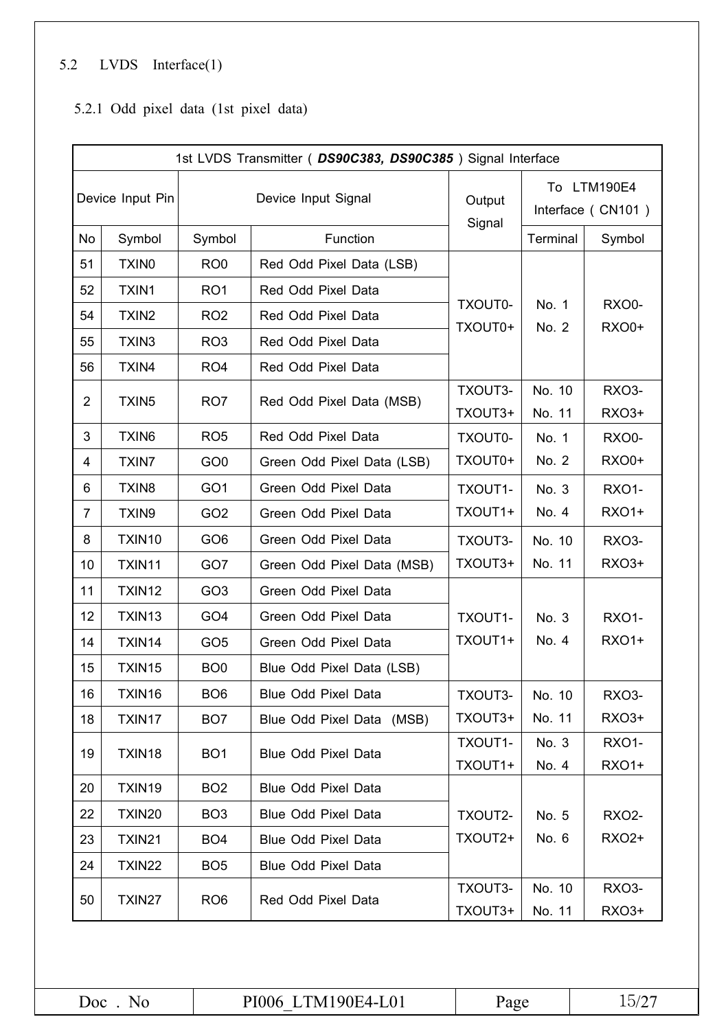## 5.2 LVDS Interface(1)

### 5.2.1 Odd pixel data (1st pixel data)

| 1st LVDS Transmitter ( ***DS90C383, DS90C385*** ) Signal Interface | | | | | | |
|---|---|---|---|---|---|---|
| Device Input Pin | | Device Input Signal | | Output Signal | To LTM190E4 Interface ( CN101 ) | |
| No | Symbol | Symbol | Function | | Terminal | Symbol |
| 51 | TXIN0 | RO0 | Red Odd Pixel Data (LSB) | TXOUT0- TXOUT0+ | No. 1 No. 2 | RXO0- RXO0+ |
| 52 | TXIN1 | RO1 | Red Odd Pixel Data | | | |
| 54 | TXIN2 | RO2 | Red Odd Pixel Data | | | |
| 55 | TXIN3 | RO3 | Red Odd Pixel Data | | | |
| 56 | TXIN4 | RO4 | Red Odd Pixel Data | | | |
| 2 | TXIN5 | RO7 | Red Odd Pixel Data (MSB) | TXOUT3- TXOUT3+ | No. 10 No. 11 | RXO3- RXO3+ |
| 3 | TXIN6 | RO5 | Red Odd Pixel Data | TXOUT0- TXOUT0+ | No. 1 No. 2 | RXO0- RXO0+ |
| 4 | TXIN7 | GO0 | Green Odd Pixel Data (LSB) | | | |
| 6 | TXIN8 | GO1 | Green Odd Pixel Data | TXOUT1- TXOUT1+ | No. 3 No. 4 | RXO1- RXO1+ |
| 7 | TXIN9 | GO2 | Green Odd Pixel Data | | | |
| 8 | TXIN10 | GO6 | Green Odd Pixel Data | TXOUT3- TXOUT3+ | No. 10 No. 11 | RXO3- RXO3+ |
| 10 | TXIN11 | GO7 | Green Odd Pixel Data (MSB) | | | |
| 11 | TXIN12 | GO3 | Green Odd Pixel Data | TXOUT1- TXOUT1+ | No. 3 No. 4 | RXO1- RXO1+ |
| 12 | TXIN13 | GO4 | Green Odd Pixel Data | | | |
| 14 | TXIN14 | GO5 | Green Odd Pixel Data | | | |
| 15 | TXIN15 | BO0 | Blue Odd Pixel Data (LSB) | | | |
| 16 | TXIN16 | BO6 | Blue Odd Pixel Data | TXOUT3- TXOUT3+ | No. 10 No. 11 | RXO3- RXO3+ |
| 18 | TXIN17 | BO7 | Blue Odd Pixel Data (MSB) | | | |
| 19 | TXIN18 | BO1 | Blue Odd Pixel Data | TXOUT1- TXOUT1+ | No. 3 No. 4 | RXO1- RXO1+ |
| 20 | TXIN19 | BO2 | Blue Odd Pixel Data | TXOUT2- TXOUT2+ | No. 5 No. 6 | RXO2- RXO2+ |
| 22 | TXIN20 | BO3 | Blue Odd Pixel Data | | | |
| 23 | TXIN21 | BO4 | Blue Odd Pixel Data | | | |
| 24 | TXIN22 | BO5 | Blue Odd Pixel Data | | | |
| 50 | TXIN27 | RO6 | Red Odd Pixel Data | TXOUT3- TXOUT3+ | No. 10 No. 11 | RXO3- RXO3+ |

| Doc . No | PI006_LTM190E4-L01 | Page | 15/27 |
|---|---|---|---|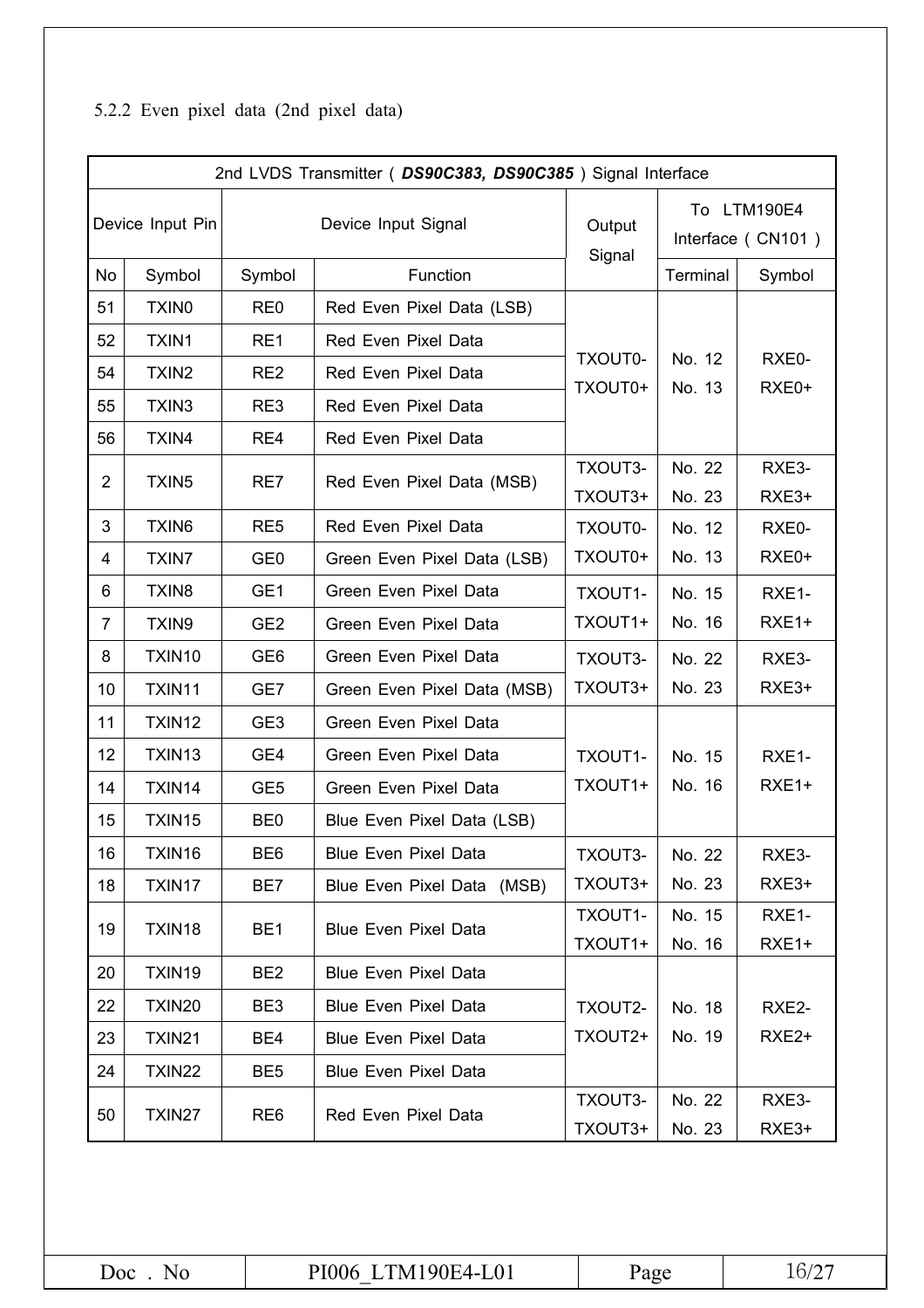5.2.2 Even pixel data (2nd pixel data)

| 2nd LVDS Transmitter ( ***DS90C383, DS90C385*** ) Signal Interface | | | | | | |
|---|---|---|---|---|---|---|
| Device Input Pin | | Device Input Signal | | Output Signal | To LTM190E4 Interface ( CN101 ) | |
| No | Symbol | Symbol | Function | | Terminal | Symbol |
| 51 | TXIN0 | RE0 | Red Even Pixel Data (LSB) | TXOUT0- TXOUT0+ | No. 12 No. 13 | RXE0- RXE0+ |
| 52 | TXIN1 | RE1 | Red Even Pixel Data | | | |
| 54 | TXIN2 | RE2 | Red Even Pixel Data | | | |
| 55 | TXIN3 | RE3 | Red Even Pixel Data | | | |
| 56 | TXIN4 | RE4 | Red Even Pixel Data | | | |
| 2 | TXIN5 | RE7 | Red Even Pixel Data (MSB) | TXOUT3- TXOUT3+ | No. 22 No. 23 | RXE3- RXE3+ |
| 3 | TXIN6 | RE5 | Red Even Pixel Data | TXOUT0- TXOUT0+ | No. 12 No. 13 | RXE0- RXE0+ |
| 4 | TXIN7 | GE0 | Green Even Pixel Data (LSB) | | | |
| 6 | TXIN8 | GE1 | Green Even Pixel Data | TXOUT1- TXOUT1+ | No. 15 No. 16 | RXE1- RXE1+ |
| 7 | TXIN9 | GE2 | Green Even Pixel Data | | | |
| 8 | TXIN10 | GE6 | Green Even Pixel Data | TXOUT3- TXOUT3+ | No. 22 No. 23 | RXE3- RXE3+ |
| 10 | TXIN11 | GE7 | Green Even Pixel Data (MSB) | | | |
| 11 | TXIN12 | GE3 | Green Even Pixel Data | TXOUT1- TXOUT1+ | No. 15 No. 16 | RXE1- RXE1+ |
| 12 | TXIN13 | GE4 | Green Even Pixel Data | | | |
| 14 | TXIN14 | GE5 | Green Even Pixel Data | | | |
| 15 | TXIN15 | BE0 | Blue Even Pixel Data (LSB) | | | |
| 16 | TXIN16 | BE6 | Blue Even Pixel Data | TXOUT3- TXOUT3+ | No. 22 No. 23 | RXE3- RXE3+ |
| 18 | TXIN17 | BE7 | Blue Even Pixel Data (MSB) | | | |
| 19 | TXIN18 | BE1 | Blue Even Pixel Data | TXOUT1- TXOUT1+ | No. 15 No. 16 | RXE1- RXE1+ |
| 20 | TXIN19 | BE2 | Blue Even Pixel Data | TXOUT2- TXOUT2+ | No. 18 No. 19 | RXE2- RXE2+ |
| 22 | TXIN20 | BE3 | Blue Even Pixel Data | | | |
| 23 | TXIN21 | BE4 | Blue Even Pixel Data | | | |
| 24 | TXIN22 | BE5 | Blue Even Pixel Data | | | |
| 50 | TXIN27 | RE6 | Red Even Pixel Data | TXOUT3- TXOUT3+ | No. 22 No. 23 | RXE3- RXE3+ |

| Doc . No | PI006_LTM190E4-L01 | Page | 16/27 |
|---|---|---|---|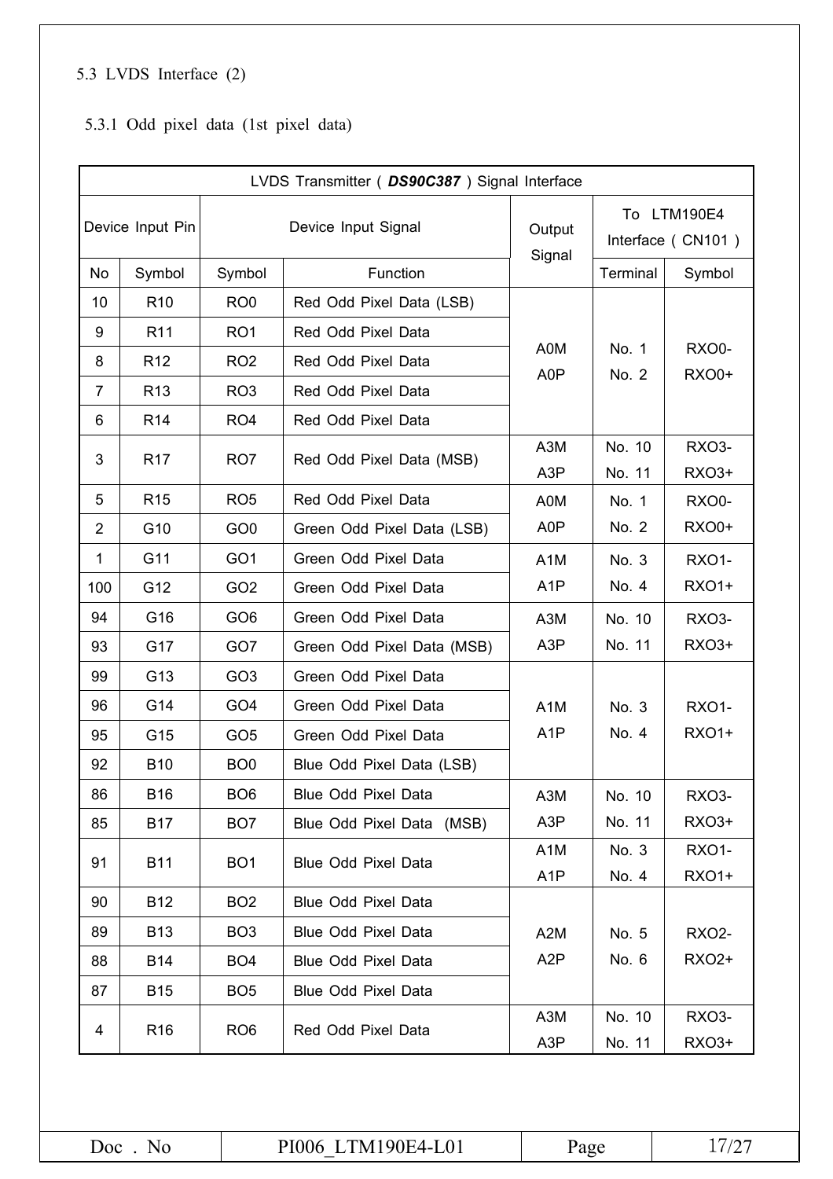5.3 LVDS Interface (2)

5.3.1 Odd pixel data (1st pixel data)

| LVDS Transmitter ( ***DS90C387*** ) Signal Interface | | | | | | |
|---|---|---|---|---|---|---|
| Device Input Pin | | Device Input Signal | | Output Signal | To LTM190E4 Interface ( CN101 ) | |
| No | Symbol | Symbol | Function | | Terminal | Symbol |
| 10 | R10 | RO0 | Red Odd Pixel Data (LSB) | A0M A0P | No. 1 No. 2 | RXO0- RXO0+ |
| 9 | R11 | RO1 | Red Odd Pixel Data | | | |
| 8 | R12 | RO2 | Red Odd Pixel Data | | | |
| 7 | R13 | RO3 | Red Odd Pixel Data | | | |
| 6 | R14 | RO4 | Red Odd Pixel Data | | | |
| 3 | R17 | RO7 | Red Odd Pixel Data (MSB) | A3M A3P | No. 10 No. 11 | RXO3- RXO3+ |
| 5 | R15 | RO5 | Red Odd Pixel Data | A0M A0P | No. 1 No. 2 | RXO0- RXO0+ |
| 2 | G10 | GO0 | Green Odd Pixel Data (LSB) | | | |
| 1 | G11 | GO1 | Green Odd Pixel Data | A1M A1P | No. 3 No. 4 | RXO1- RXO1+ |
| 100 | G12 | GO2 | Green Odd Pixel Data | | | |
| 94 | G16 | GO6 | Green Odd Pixel Data | A3M A3P | No. 10 No. 11 | RXO3- RXO3+ |
| 93 | G17 | GO7 | Green Odd Pixel Data (MSB) | | | |
| 99 | G13 | GO3 | Green Odd Pixel Data | A1M A1P | No. 3 No. 4 | RXO1- RXO1+ |
| 96 | G14 | GO4 | Green Odd Pixel Data | | | |
| 95 | G15 | GO5 | Green Odd Pixel Data | | | |
| 92 | B10 | BO0 | Blue Odd Pixel Data (LSB) | | | |
| 86 | B16 | BO6 | Blue Odd Pixel Data | A3M A3P | No. 10 No. 11 | RXO3- RXO3+ |
| 85 | B17 | BO7 | Blue Odd Pixel Data (MSB) | | | |
| 91 | B11 | BO1 | Blue Odd Pixel Data | A1M A1P | No. 3 No. 4 | RXO1- RXO1+ |
| 90 | B12 | BO2 | Blue Odd Pixel Data | A2M A2P | No. 5 No. 6 | RXO2- RXO2+ |
| 89 | B13 | BO3 | Blue Odd Pixel Data | | | |
| 88 | B14 | BO4 | Blue Odd Pixel Data | | | |
| 87 | B15 | BO5 | Blue Odd Pixel Data | | | |
| 4 | R16 | RO6 | Red Odd Pixel Data | A3M A3P | No. 10 No. 11 | RXO3- RXO3+ |

| Doc . No | PI006_LTM190E4-L01 | Page | 17/27 |
|---|---|---|---|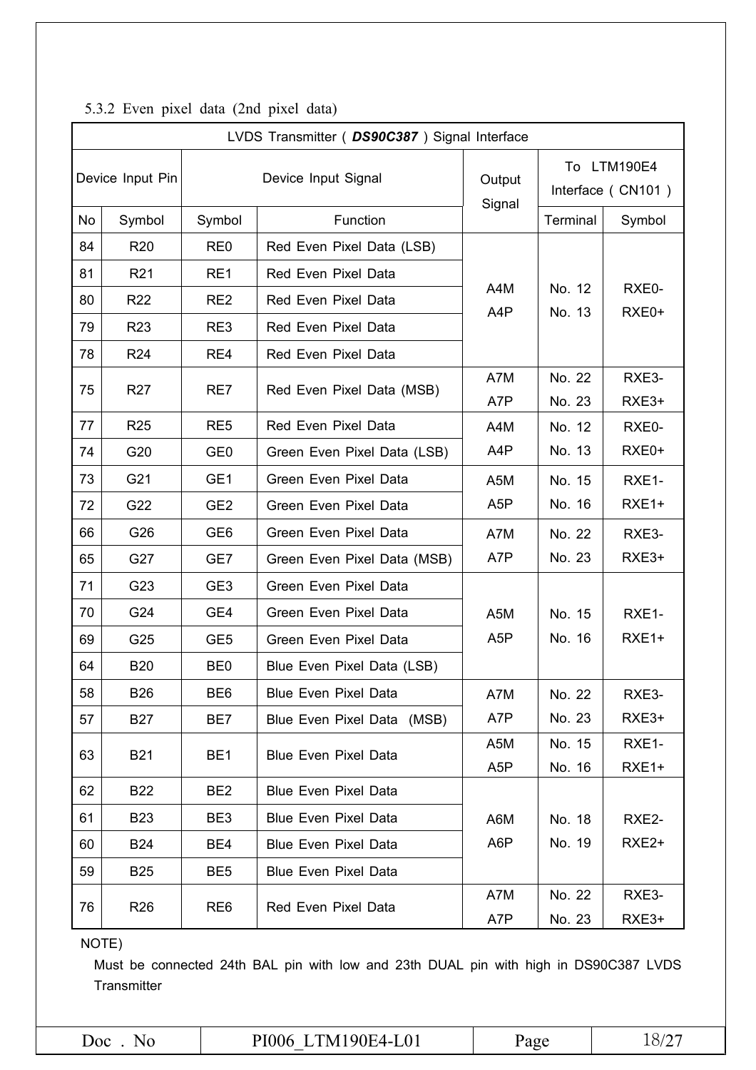5.3.2 Even pixel data (2nd pixel data)

| LVDS Transmitter ( ***DS90C387*** ) Signal Interface | | | | | | |
|---|---|---|---|---|---|---|
| Device Input Pin | | Device Input Signal | | Output Signal | To LTM190E4 Interface ( CN101 ) | |
| No | Symbol | Symbol | Function | | Terminal | Symbol |
| 84 | R20 | RE0 | Red Even Pixel Data (LSB) | A4M A4P | No. 12 No. 13 | RXE0- RXE0+ |
| 81 | R21 | RE1 | Red Even Pixel Data | | | |
| 80 | R22 | RE2 | Red Even Pixel Data | | | |
| 79 | R23 | RE3 | Red Even Pixel Data | | | |
| 78 | R24 | RE4 | Red Even Pixel Data | | | |
| 75 | R27 | RE7 | Red Even Pixel Data (MSB) | A7M A7P | No. 22 No. 23 | RXE3- RXE3+ |
| 77 | R25 | RE5 | Red Even Pixel Data | A4M A4P | No. 12 No. 13 | RXE0- RXE0+ |
| 74 | G20 | GE0 | Green Even Pixel Data (LSB) | | | |
| 73 | G21 | GE1 | Green Even Pixel Data | A5M A5P | No. 15 No. 16 | RXE1- RXE1+ |
| 72 | G22 | GE2 | Green Even Pixel Data | | | |
| 66 | G26 | GE6 | Green Even Pixel Data | A7M A7P | No. 22 No. 23 | RXE3- RXE3+ |
| 65 | G27 | GE7 | Green Even Pixel Data (MSB) | | | |
| 71 | G23 | GE3 | Green Even Pixel Data | A5M A5P | No. 15 No. 16 | RXE1- RXE1+ |
| 70 | G24 | GE4 | Green Even Pixel Data | | | |
| 69 | G25 | GE5 | Green Even Pixel Data | | | |
| 64 | B20 | BE0 | Blue Even Pixel Data (LSB) | | | |
| 58 | B26 | BE6 | Blue Even Pixel Data | A7M A7P | No. 22 No. 23 | RXE3- RXE3+ |
| 57 | B27 | BE7 | Blue Even Pixel Data (MSB) | | | |
| 63 | B21 | BE1 | Blue Even Pixel Data | A5M A5P | No. 15 No. 16 | RXE1- RXE1+ |
| 62 | B22 | BE2 | Blue Even Pixel Data | A6M A6P | No. 18 No. 19 | RXE2- RXE2+ |
| 61 | B23 | BE3 | Blue Even Pixel Data | | | |
| 60 | B24 | BE4 | Blue Even Pixel Data | | | |
| 59 | B25 | BE5 | Blue Even Pixel Data | | | |
| 76 | R26 | RE6 | Red Even Pixel Data | A7M A7P | No. 22 No. 23 | RXE3- RXE3+ |

NOTE)

Must be connected 24th BAL pin with low and 23th DUAL pin with high in DS90C387 LVDS Transmitter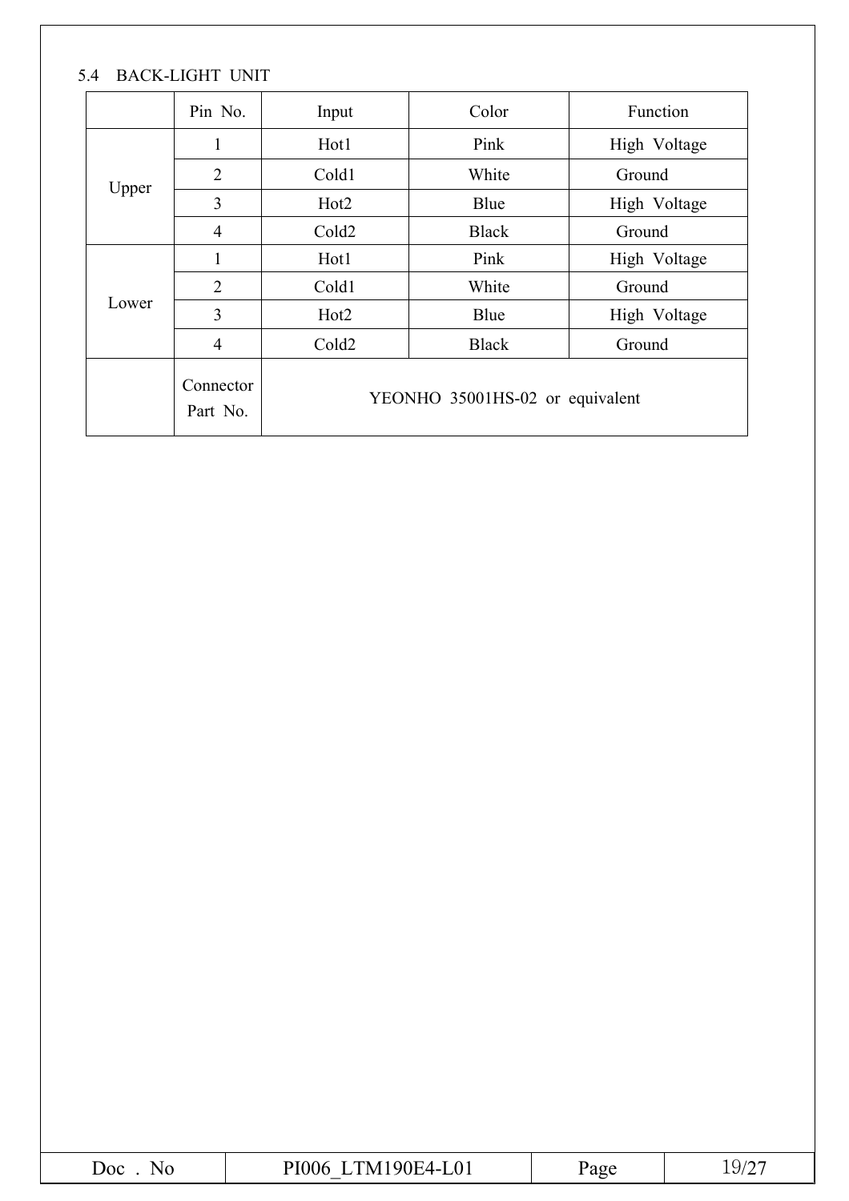### 5.4 BACK-LIGHT UNIT

| | Pin No. | Input | Color | Function |
|---|---|---|---|---|
| Upper | 1 | Hot1 | Pink | High Voltage |
| | 2 | Cold1 | White | Ground |
| | 3 | Hot2 | Blue | High Voltage |
| | 4 | Cold2 | Black | Ground |
| Lower | 1 | Hot1 | Pink | High Voltage |
| | 2 | Cold1 | White | Ground |
| | 3 | Hot2 | Blue | High Voltage |
| | 4 | Cold2 | Black | Ground |
| | Connector Part No. | YEONHO 35001HS-02 or equivalent | | |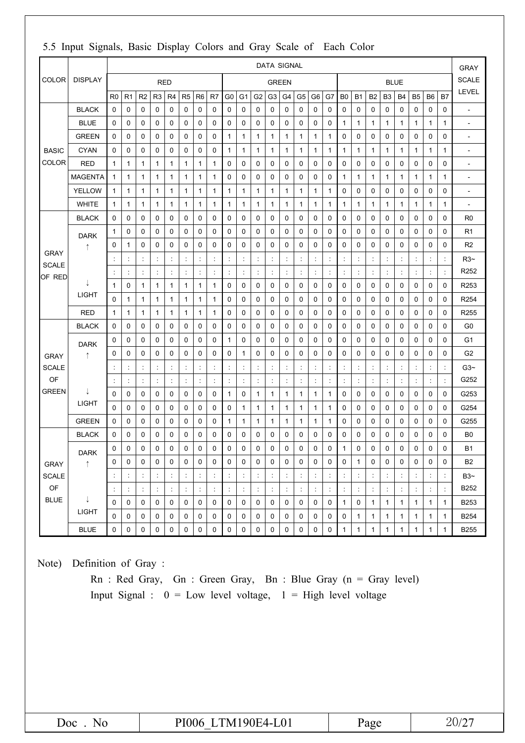## 5.5 Input Signals, Basic Display Colors and Gray Scale of Each Color

| COLOR | DISPLAY | DATA SIGNAL | | | | | | | | | | | | | | | | | | | | | | | | GRAY SCALE LEVEL |
|---|---|---|---|---|---|---|---|---|---|---|---|---|---|---|---|---|---|---|---|---|---|---|---|---|---|---|
| | | RED | | | | | | | | GREEN | | | | | | | | BLUE | | | | | | | | |
| | | R0 | R1 | R2 | R3 | R4 | R5 | R6 | R7 | G0 | G1 | G2 | G3 | G4 | G5 | G6 | G7 | B0 | B1 | B2 | B3 | B4 | B5 | B6 | B7 | |
| BASIC COLOR | BLACK | 0 | 0 | 0 | 0 | 0 | 0 | 0 | 0 | 0 | 0 | 0 | 0 | 0 | 0 | 0 | 0 | 0 | 0 | 0 | 0 | 0 | 0 | 0 | 0 | - |
| | BLUE | 0 | 0 | 0 | 0 | 0 | 0 | 0 | 0 | 0 | 0 | 0 | 0 | 0 | 0 | 0 | 0 | 1 | 1 | 1 | 1 | 1 | 1 | 1 | 1 | - |
| | GREEN | 0 | 0 | 0 | 0 | 0 | 0 | 0 | 0 | 1 | 1 | 1 | 1 | 1 | 1 | 1 | 1 | 0 | 0 | 0 | 0 | 0 | 0 | 0 | 0 | - |
| | CYAN | 0 | 0 | 0 | 0 | 0 | 0 | 0 | 0 | 1 | 1 | 1 | 1 | 1 | 1 | 1 | 1 | 1 | 1 | 1 | 1 | 1 | 1 | 1 | 1 | - |
| | RED | 1 | 1 | 1 | 1 | 1 | 1 | 1 | 1 | 0 | 0 | 0 | 0 | 0 | 0 | 0 | 0 | 0 | 0 | 0 | 0 | 0 | 0 | 0 | 0 | - |
| | MAGENTA | 1 | 1 | 1 | 1 | 1 | 1 | 1 | 1 | 0 | 0 | 0 | 0 | 0 | 0 | 0 | 0 | 1 | 1 | 1 | 1 | 1 | 1 | 1 | 1 | - |
| | YELLOW | 1 | 1 | 1 | 1 | 1 | 1 | 1 | 1 | 1 | 1 | 1 | 1 | 1 | 1 | 1 | 1 | 0 | 0 | 0 | 0 | 0 | 0 | 0 | 0 | - |
| | WHITE | 1 | 1 | 1 | 1 | 1 | 1 | 1 | 1 | 1 | 1 | 1 | 1 | 1 | 1 | 1 | 1 | 1 | 1 | 1 | 1 | 1 | 1 | 1 | 1 | - |
| GRAY SCALE OF RED | BLACK | 0 | 0 | 0 | 0 | 0 | 0 | 0 | 0 | 0 | 0 | 0 | 0 | 0 | 0 | 0 | 0 | 0 | 0 | 0 | 0 | 0 | 0 | 0 | 0 | R0 |
| | DARK | 1 | 0 | 0 | 0 | 0 | 0 | 0 | 0 | 0 | 0 | 0 | 0 | 0 | 0 | 0 | 0 | 0 | 0 | 0 | 0 | 0 | 0 | 0 | 0 | R1 |
| | ↑ | 0 | 1 | 0 | 0 | 0 | 0 | 0 | 0 | 0 | 0 | 0 | 0 | 0 | 0 | 0 | 0 | 0 | 0 | 0 | 0 | 0 | 0 | 0 | 0 | R2 |
| | | : | : | : | : | : | : | : | : | : | : | : | : | : | : | : | : | : | : | : | : | : | : | : | : | R3~ |
| | | : | : | : | : | : | : | : | : | : | : | : | : | : | : | : | : | : | : | : | : | : | : | : | : | R252 |
| | ↓ | 1 | 0 | 1 | 1 | 1 | 1 | 1 | 1 | 0 | 0 | 0 | 0 | 0 | 0 | 0 | 0 | 0 | 0 | 0 | 0 | 0 | 0 | 0 | 0 | R253 |
| | LIGHT | 0 | 1 | 1 | 1 | 1 | 1 | 1 | 1 | 0 | 0 | 0 | 0 | 0 | 0 | 0 | 0 | 0 | 0 | 0 | 0 | 0 | 0 | 0 | 0 | R254 |
| | RED | 1 | 1 | 1 | 1 | 1 | 1 | 1 | 1 | 0 | 0 | 0 | 0 | 0 | 0 | 0 | 0 | 0 | 0 | 0 | 0 | 0 | 0 | 0 | 0 | R255 |
| GRAY SCALE OF GREEN | BLACK | 0 | 0 | 0 | 0 | 0 | 0 | 0 | 0 | 0 | 0 | 0 | 0 | 0 | 0 | 0 | 0 | 0 | 0 | 0 | 0 | 0 | 0 | 0 | 0 | G0 |
| | DARK | 0 | 0 | 0 | 0 | 0 | 0 | 0 | 0 | 1 | 0 | 0 | 0 | 0 | 0 | 0 | 0 | 0 | 0 | 0 | 0 | 0 | 0 | 0 | 0 | G1 |
| | ↑ | 0 | 0 | 0 | 0 | 0 | 0 | 0 | 0 | 0 | 1 | 0 | 0 | 0 | 0 | 0 | 0 | 0 | 0 | 0 | 0 | 0 | 0 | 0 | 0 | G2 |
| | | : | : | : | : | : | : | : | : | : | : | : | : | : | : | : | : | : | : | : | : | : | : | : | : | G3~ |
| | | : | : | : | : | : | : | : | : | : | : | : | : | : | : | : | : | : | : | : | : | : | : | : | : | G252 |
| | ↓ | 0 | 0 | 0 | 0 | 0 | 0 | 0 | 0 | 1 | 0 | 1 | 1 | 1 | 1 | 1 | 1 | 0 | 0 | 0 | 0 | 0 | 0 | 0 | 0 | G253 |
| | LIGHT | 0 | 0 | 0 | 0 | 0 | 0 | 0 | 0 | 0 | 1 | 1 | 1 | 1 | 1 | 1 | 1 | 0 | 0 | 0 | 0 | 0 | 0 | 0 | 0 | G254 |
| | GREEN | 0 | 0 | 0 | 0 | 0 | 0 | 0 | 0 | 1 | 1 | 1 | 1 | 1 | 1 | 1 | 1 | 0 | 0 | 0 | 0 | 0 | 0 | 0 | 0 | G255 |
| GRAY SCALE OF BLUE | BLACK | 0 | 0 | 0 | 0 | 0 | 0 | 0 | 0 | 0 | 0 | 0 | 0 | 0 | 0 | 0 | 0 | 0 | 0 | 0 | 0 | 0 | 0 | 0 | 0 | B0 |
| | DARK | 0 | 0 | 0 | 0 | 0 | 0 | 0 | 0 | 0 | 0 | 0 | 0 | 0 | 0 | 0 | 0 | 1 | 0 | 0 | 0 | 0 | 0 | 0 | 0 | B1 |
| | ↑ | 0 | 0 | 0 | 0 | 0 | 0 | 0 | 0 | 0 | 0 | 0 | 0 | 0 | 0 | 0 | 0 | 0 | 1 | 0 | 0 | 0 | 0 | 0 | 0 | B2 |
| | | : | : | : | : | : | : | : | : | : | : | : | : | : | : | : | : | : | : | : | : | : | : | : | : | B3~ |
| | | : | : | : | : | : | : | : | : | : | : | : | : | : | : | : | : | : | : | : | : | : | : | : | : | B252 |
| | ↓ | 0 | 0 | 0 | 0 | 0 | 0 | 0 | 0 | 0 | 0 | 0 | 0 | 0 | 0 | 0 | 0 | 1 | 0 | 1 | 1 | 1 | 1 | 1 | 1 | B253 |
| | LIGHT | 0 | 0 | 0 | 0 | 0 | 0 | 0 | 0 | 0 | 0 | 0 | 0 | 0 | 0 | 0 | 0 | 0 | 1 | 1 | 1 | 1 | 1 | 1 | 1 | B254 |
| | BLUE | 0 | 0 | 0 | 0 | 0 | 0 | 0 | 0 | 0 | 0 | 0 | 0 | 0 | 0 | 0 | 0 | 1 | 1 | 1 | 1 | 1 | 1 | 1 | 1 | B255 |

Note) Definition of Gray :

Rn : Red Gray, Gn : Green Gray, Bn : Blue Gray (n = Gray level)

Input Signal : 0 = Low level voltage, 1 = High level voltage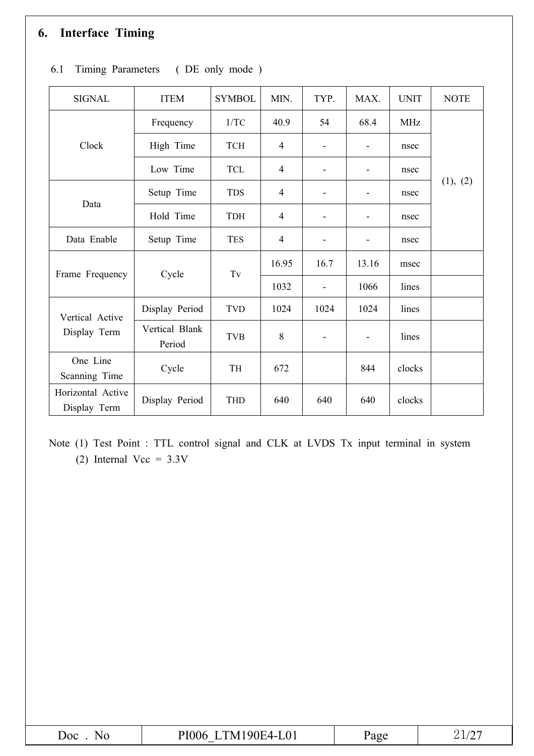## 6. Interface Timing

6.1 Timing Parameters ( DE only mode )

| SIGNAL | ITEM | SYMBOL | MIN. | TYP. | MAX. | UNIT | NOTE |
|---|---|---|---|---|---|---|---|
| Clock | Frequency | 1/TC | 40.9 | 54 | 68.4 | MHz | (1), (2) |
| | High Time | TCH | 4 | - | - | nsec | |
| | Low Time | TCL | 4 | - | - | nsec | |
| Data | Setup Time | TDS | 4 | - | - | nsec | |
| | Hold Time | TDH | 4 | - | - | nsec | |
| Data Enable | Setup Time | TES | 4 | - | - | nsec | |
| Frame Frequency | Cycle | Tv | 16.95 | 16.7 | 13.16 | msec | |
| | | | 1032 | - | 1066 | lines | |
| Vertical Active Display Term | Display Period | TVD | 1024 | 1024 | 1024 | lines | |
| | Vertical Blank Period | TVB | 8 | - | - | lines | |
| One Line Scanning Time | Cycle | TH | 672 | | 844 | clocks | |
| Horizontal Active Display Term | Display Period | THD | 640 | 640 | 640 | clocks | |

Note (1) Test Point : TTL control signal and CLK at LVDS Tx input terminal in system
(2) Internal Vcc = 3.3V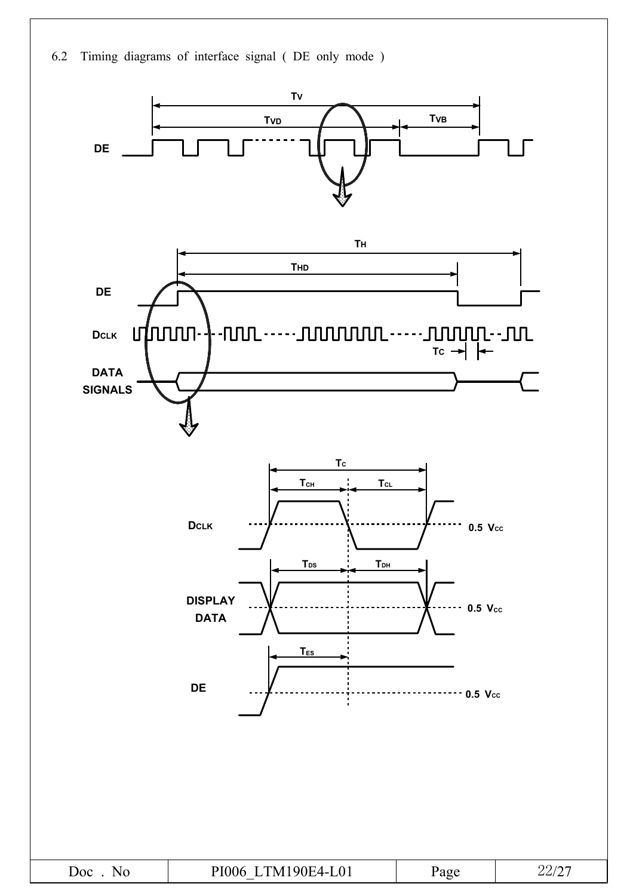## 6.2 Timing diagrams of interface signal ( DE only mode )

$T_V$

$T_{VD}$

$T_{VB}$

DE

$T_H$

$T_{HD}$

DE

$D_{CLK}$

$T_C$

DATA SIGNALS

$T_C$

$T_{CH}$

$T_{CL}$

$D_{CLK}$

0.5 $V_{CC}$

$T_{DS}$

$T_{DH}$

DISPLAY DATA

0.5 $V_{CC}$

$T_{ES}$

DE

0.5 $V_{CC}$

| Doc . No | PI006_LTM190E4-L01 | Page | 22/27 |
|---|---|---|---|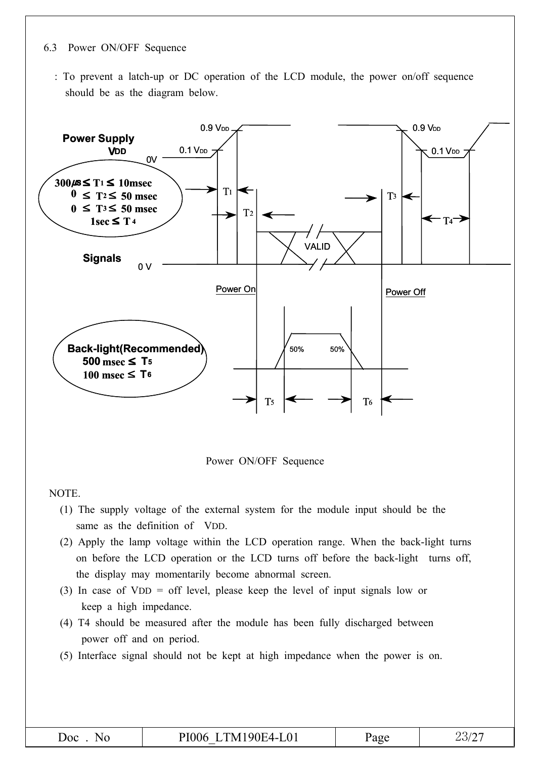6.3 Power ON/OFF Sequence

: To prevent a latch-up or DC operation of the LCD module, the power on/off sequence should be as the diagram below.

Power Supply
VDD

0V

0.9 VDD
0.1 VDD
0.9 VDD
0.1 VDD

300μs ≤ T1 ≤ 10msec
0 ≤ T2 ≤ 50 msec
0 ≤ T3 ≤ 50 msec
1sec ≤ T4

T1
T2
T3
T4

VALID

Signals
0 V

Power On
Power Off

Back-light(Recommended)
500 msec ≤ T5
100 msec ≤ T6

50%
50%

T5
T6

Power ON/OFF Sequence

NOTE.

(1) The supply voltage of the external system for the module input should be the same as the definition of VDD.
(2) Apply the lamp voltage within the LCD operation range. When the back-light turns on before the LCD operation or the LCD turns off before the back-light turns off, the display may momentarily become abnormal screen.
(3) In case of VDD = off level, please keep the level of input signals low or keep a high impedance.
(4) T4 should be measured after the module has been fully discharged between power off and on period.
(5) Interface signal should not be kept at high impedance when the power is on.

| Doc . No | PI006_LTM190E4-L01 | Page | 23/27 |
|---|---|---|---|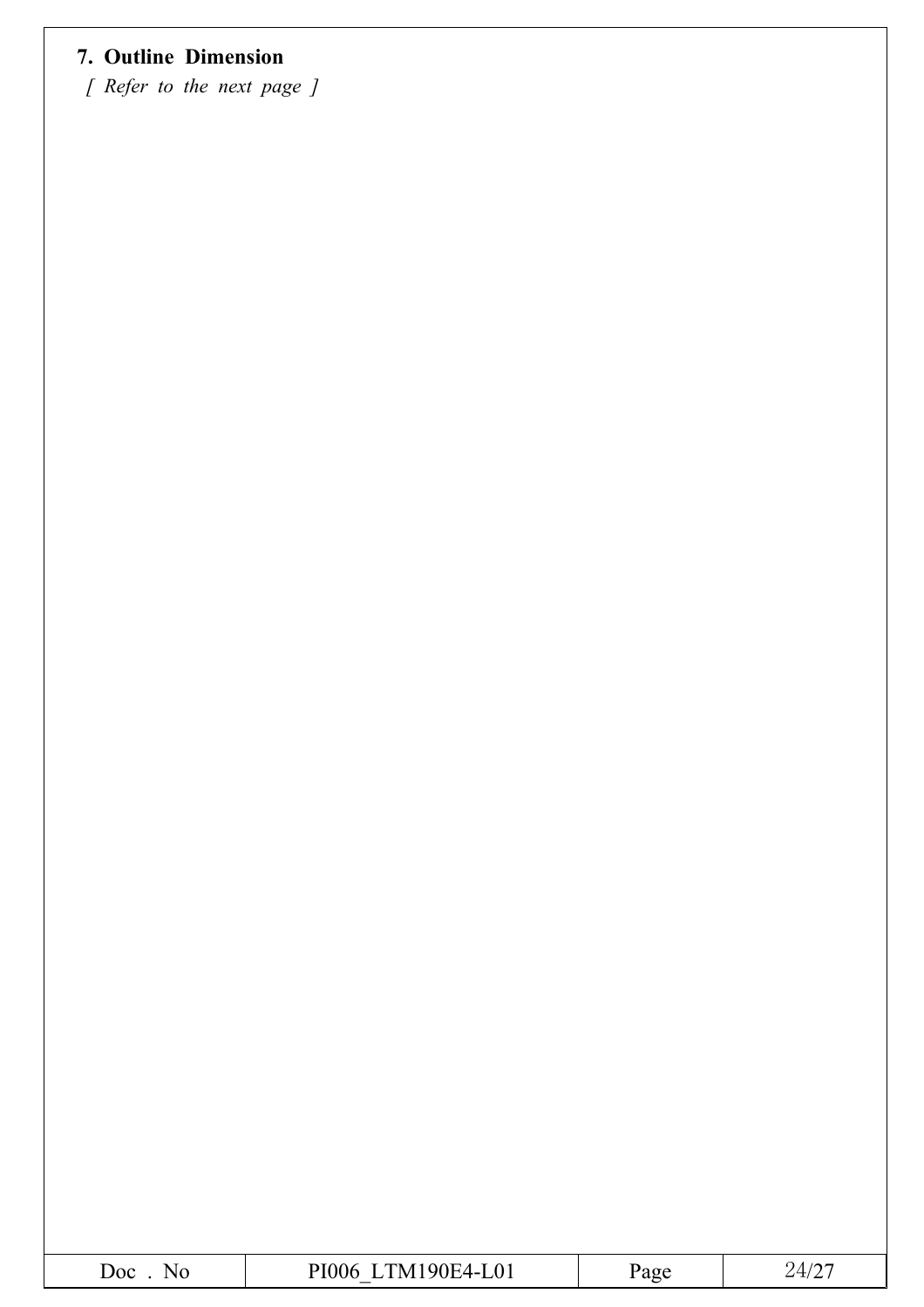## 7. Outline Dimension

*[ Refer to the next page ]*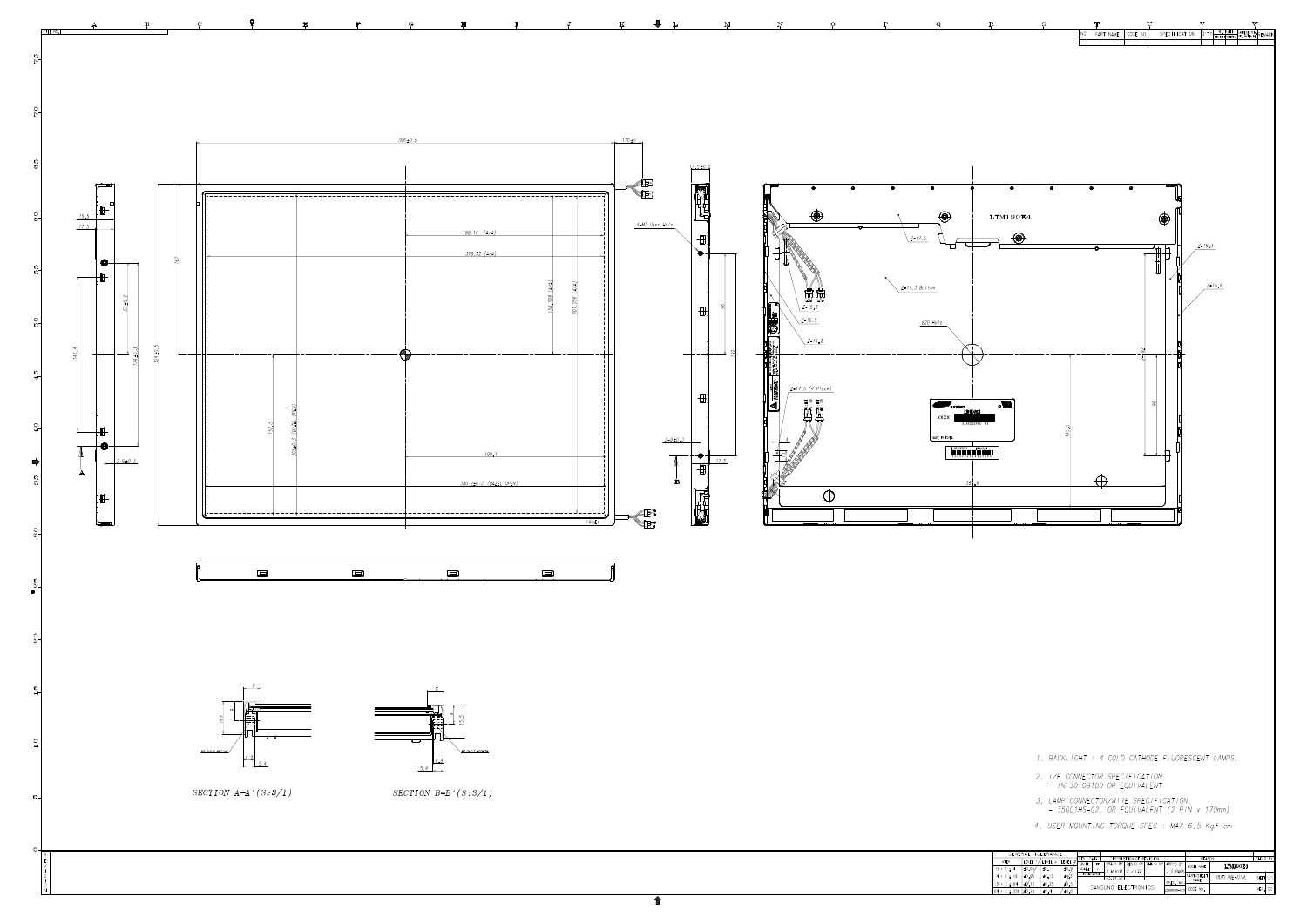1. BACKLIGHT : 4 COLD CATHODE FLUORESCENT LAMPS.
2. I/F CONNECTOR SPECIFICATION.
   - IN-30-DB100 OR EQUIVALENT
3. LAMP CONNECTOR/WIRE SPECIFICATION.
   - 35001HS-02L OR EQUIVALENT (2 PIN x 170mm)
4. USER MOUNTING TORQUE SPEC : MAX 6.5 Kgf-cm

SECTION A-A'(S:3/1)

SECTION B-B'(S:3/1)

LTM190E4

SAMSUNG ELECTRONICS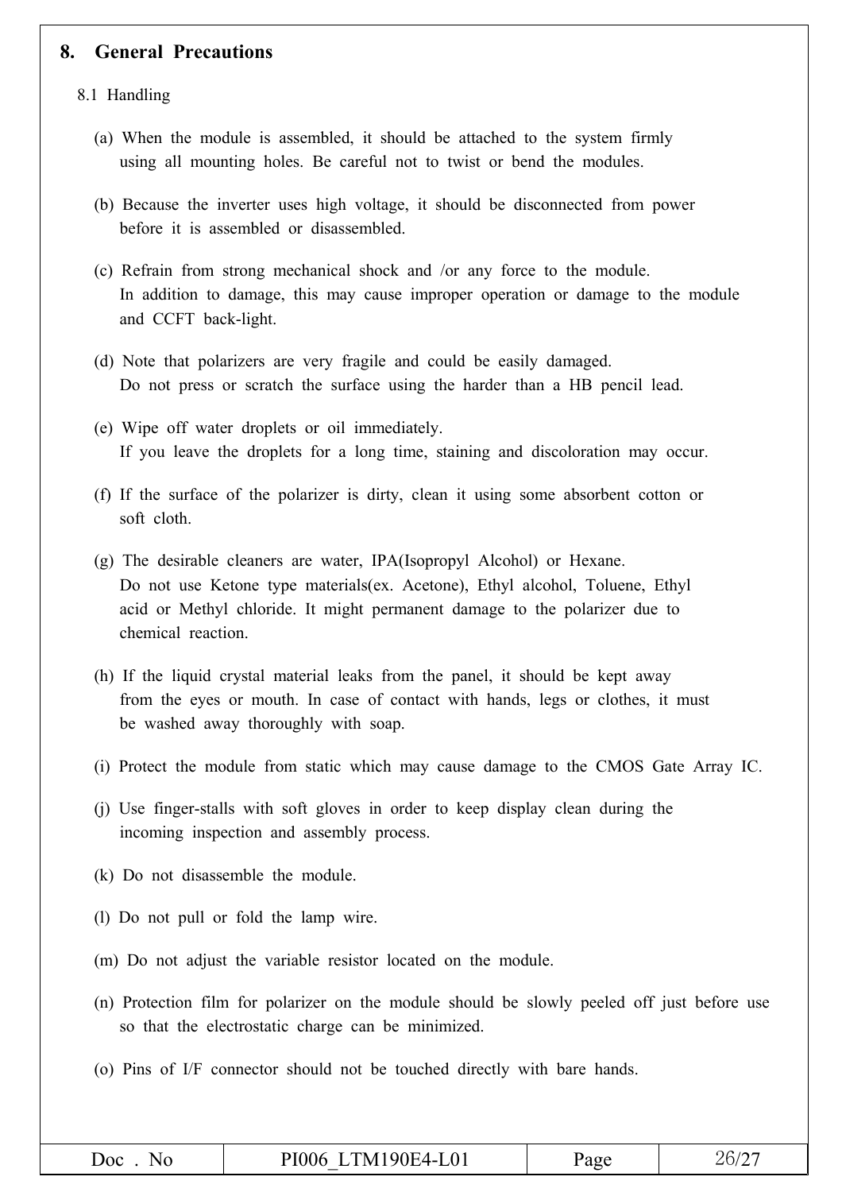# 8. General Precautions

## 8.1 Handling

(a) When the module is assembled, it should be attached to the system firmly using all mounting holes. Be careful not to twist or bend the modules.

(b) Because the inverter uses high voltage, it should be disconnected from power before it is assembled or disassembled.

(c) Refrain from strong mechanical shock and /or any force to the module. In addition to damage, this may cause improper operation or damage to the module and CCFT back-light.

(d) Note that polarizers are very fragile and could be easily damaged. Do not press or scratch the surface using the harder than a HB pencil lead.

(e) Wipe off water droplets or oil immediately. If you leave the droplets for a long time, staining and discoloration may occur.

(f) If the surface of the polarizer is dirty, clean it using some absorbent cotton or soft cloth.

(g) The desirable cleaners are water, IPA(Isopropyl Alcohol) or Hexane. Do not use Ketone type materials(ex. Acetone), Ethyl alcohol, Toluene, Ethyl acid or Methyl chloride. It might permanent damage to the polarizer due to chemical reaction.

(h) If the liquid crystal material leaks from the panel, it should be kept away from the eyes or mouth. In case of contact with hands, legs or clothes, it must be washed away thoroughly with soap.

(i) Protect the module from static which may cause damage to the CMOS Gate Array IC.

(j) Use finger-stalls with soft gloves in order to keep display clean during the incoming inspection and assembly process.

(k) Do not disassemble the module.

(l) Do not pull or fold the lamp wire.

(m) Do not adjust the variable resistor located on the module.

(n) Protection film for polarizer on the module should be slowly peeled off just before use so that the electrostatic charge can be minimized.

(o) Pins of I/F connector should not be touched directly with bare hands.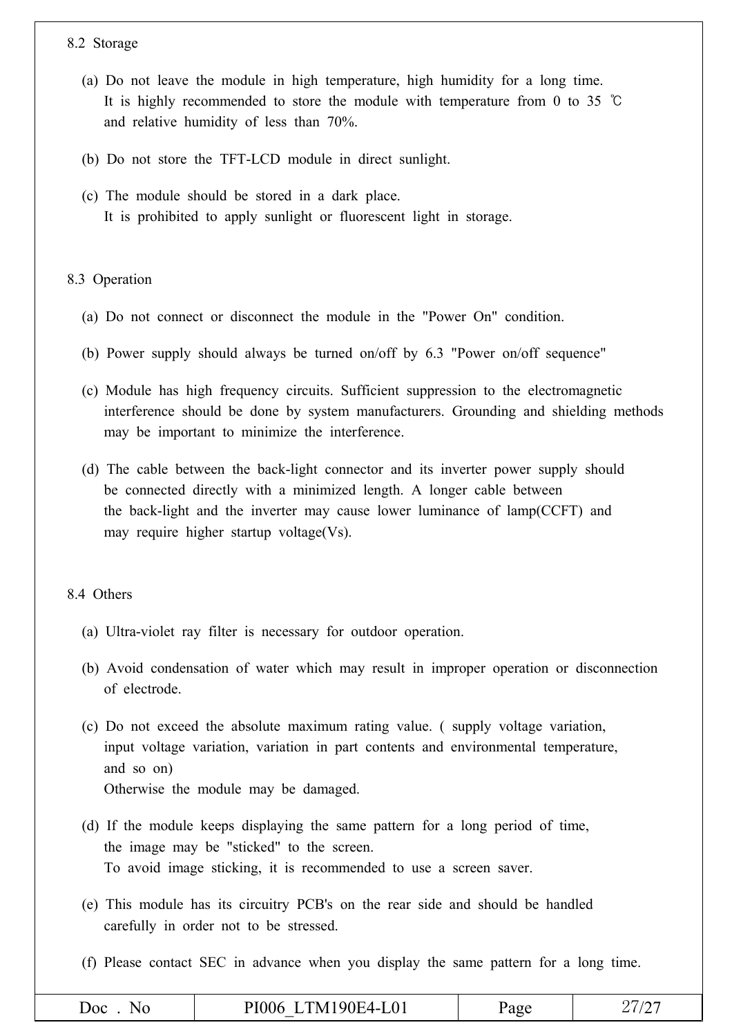### 8.2 Storage

(a) Do not leave the module in high temperature, high humidity for a long time.
It is highly recommended to store the module with temperature from 0 to 35 ℃ and relative humidity of less than 70%.

(b) Do not store the TFT-LCD module in direct sunlight.

(c) The module should be stored in a dark place.
It is prohibited to apply sunlight or fluorescent light in storage.

### 8.3 Operation

(a) Do not connect or disconnect the module in the "Power On" condition.

(b) Power supply should always be turned on/off by 6.3 "Power on/off sequence"

(c) Module has high frequency circuits. Sufficient suppression to the electromagnetic interference should be done by system manufacturers. Grounding and shielding methods may be important to minimize the interference.

(d) The cable between the back-light connector and its inverter power supply should be connected directly with a minimized length. A longer cable between the back-light and the inverter may cause lower luminance of lamp(CCFT) and may require higher startup voltage(Vs).

### 8.4 Others

(a) Ultra-violet ray filter is necessary for outdoor operation.

(b) Avoid condensation of water which may result in improper operation or disconnection of electrode.

(c) Do not exceed the absolute maximum rating value. ( supply voltage variation, input voltage variation, variation in part contents and environmental temperature, and so on)
Otherwise the module may be damaged.

(d) If the module keeps displaying the same pattern for a long period of time, the image may be "sticked" to the screen.
To avoid image sticking, it is recommended to use a screen saver.

(e) This module has its circuitry PCB's on the rear side and should be handled carefully in order not to be stressed.

(f) Please contact SEC in advance when you display the same pattern for a long time.